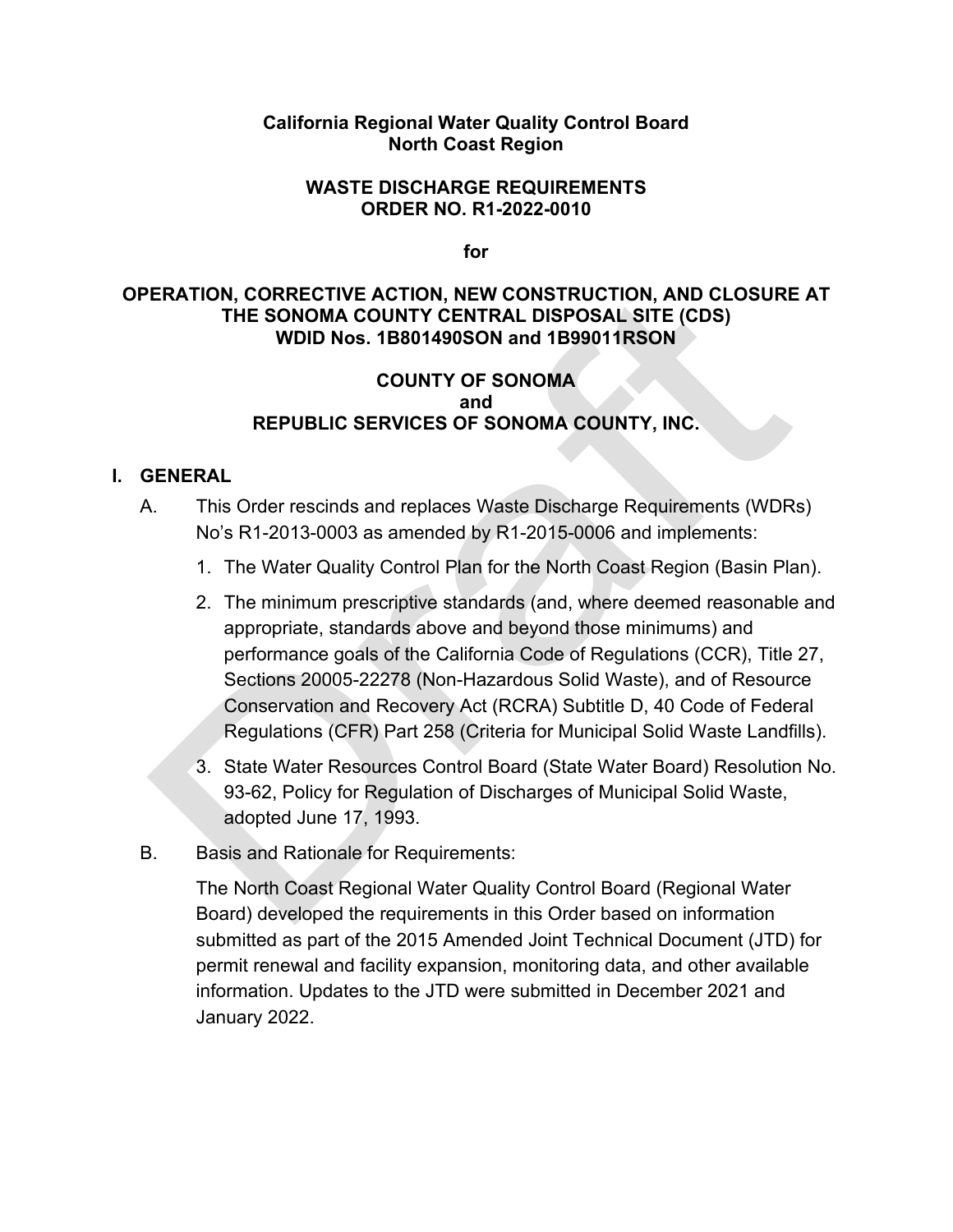**California Regional Water Quality Control Board**
**North Coast Region**

**WASTE DISCHARGE REQUIREMENTS**
**ORDER NO. R1-2022-0010**

**for**

**OPERATION, CORRECTIVE ACTION, NEW CONSTRUCTION, AND CLOSURE AT THE SONOMA COUNTY CENTRAL DISPOSAL SITE (CDS)**
**WDID Nos. 1B801490SON and 1B99011RSON**

**COUNTY OF SONOMA**
**and**
**REPUBLIC SERVICES OF SONOMA COUNTY, INC.**

## I. GENERAL

A. This Order rescinds and replaces Waste Discharge Requirements (WDRs) No's R1-2013-0003 as amended by R1-2015-0006 and implements:

1. The Water Quality Control Plan for the North Coast Region (Basin Plan).
2. The minimum prescriptive standards (and, where deemed reasonable and appropriate, standards above and beyond those minimums) and performance goals of the California Code of Regulations (CCR), Title 27, Sections 20005-22278 (Non-Hazardous Solid Waste), and of Resource Conservation and Recovery Act (RCRA) Subtitle D, 40 Code of Federal Regulations (CFR) Part 258 (Criteria for Municipal Solid Waste Landfills).
3. State Water Resources Control Board (State Water Board) Resolution No. 93-62, Policy for Regulation of Discharges of Municipal Solid Waste, adopted June 17, 1993.

B. Basis and Rationale for Requirements:

The North Coast Regional Water Quality Control Board (Regional Water Board) developed the requirements in this Order based on information submitted as part of the 2015 Amended Joint Technical Document (JTD) for permit renewal and facility expansion, monitoring data, and other available information. Updates to the JTD were submitted in December 2021 and January 2022.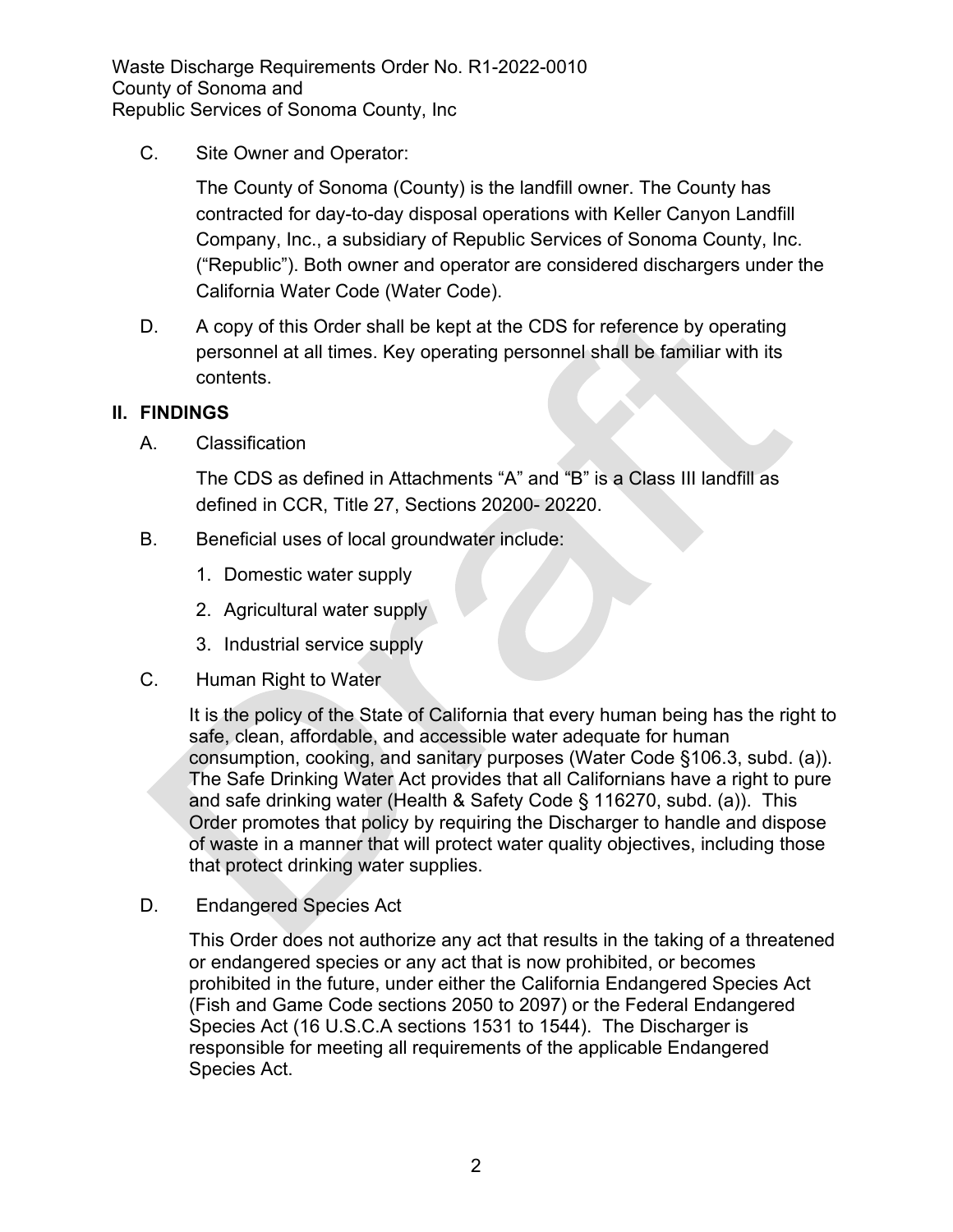C. Site Owner and Operator:

The County of Sonoma (County) is the landfill owner. The County has contracted for day-to-day disposal operations with Keller Canyon Landfill Company, Inc., a subsidiary of Republic Services of Sonoma County, Inc. ("Republic"). Both owner and operator are considered dischargers under the California Water Code (Water Code).

D. A copy of this Order shall be kept at the CDS for reference by operating personnel at all times. Key operating personnel shall be familiar with its contents.

## II. FINDINGS

A. Classification

The CDS as defined in Attachments "A" and "B" is a Class III landfill as defined in CCR, Title 27, Sections 20200- 20220.

B. Beneficial uses of local groundwater include:

1. Domestic water supply
2. Agricultural water supply
3. Industrial service supply

C. Human Right to Water

It is the policy of the State of California that every human being has the right to safe, clean, affordable, and accessible water adequate for human consumption, cooking, and sanitary purposes (Water Code §106.3, subd. (a)). The Safe Drinking Water Act provides that all Californians have a right to pure and safe drinking water (Health & Safety Code § 116270, subd. (a)). This Order promotes that policy by requiring the Discharger to handle and dispose of waste in a manner that will protect water quality objectives, including those that protect drinking water supplies.

D. Endangered Species Act

This Order does not authorize any act that results in the taking of a threatened or endangered species or any act that is now prohibited, or becomes prohibited in the future, under either the California Endangered Species Act (Fish and Game Code sections 2050 to 2097) or the Federal Endangered Species Act (16 U.S.C.A sections 1531 to 1544). The Discharger is responsible for meeting all requirements of the applicable Endangered Species Act.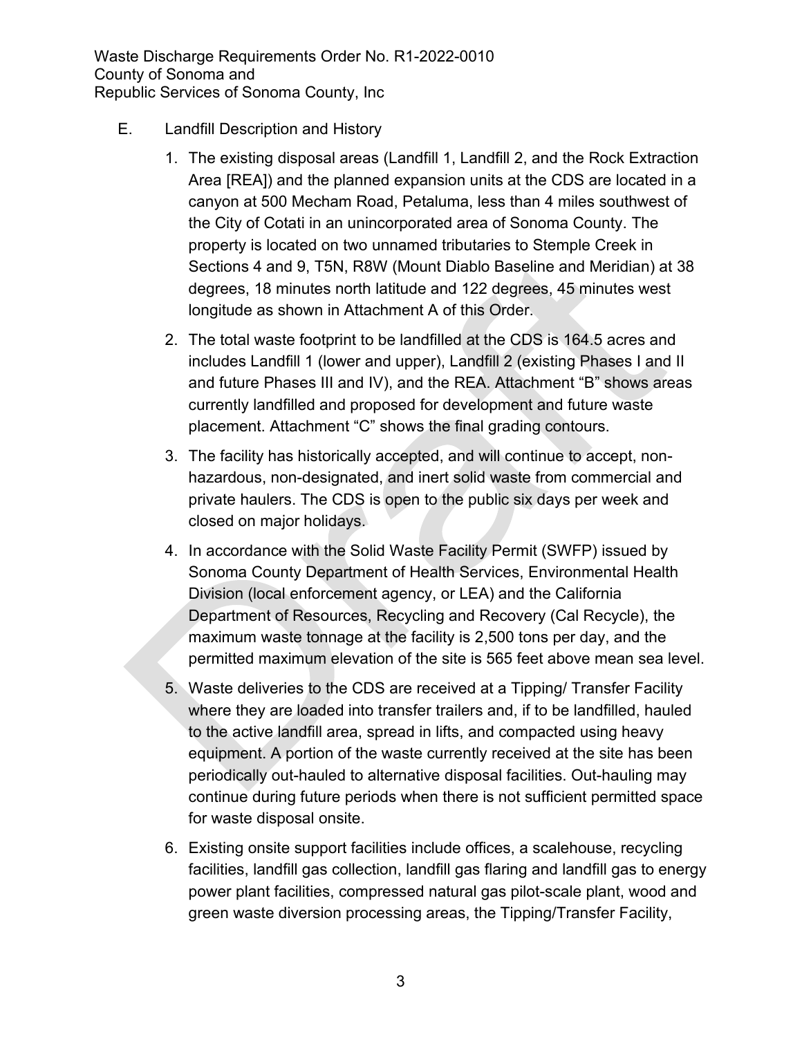E. Landfill Description and History

1. The existing disposal areas (Landfill 1, Landfill 2, and the Rock Extraction Area [REA]) and the planned expansion units at the CDS are located in a canyon at 500 Mecham Road, Petaluma, less than 4 miles southwest of the City of Cotati in an unincorporated area of Sonoma County. The property is located on two unnamed tributaries to Stemple Creek in Sections 4 and 9, T5N, R8W (Mount Diablo Baseline and Meridian) at 38 degrees, 18 minutes north latitude and 122 degrees, 45 minutes west longitude as shown in Attachment A of this Order.

2. The total waste footprint to be landfilled at the CDS is 164.5 acres and includes Landfill 1 (lower and upper), Landfill 2 (existing Phases I and II and future Phases III and IV), and the REA. Attachment "B" shows areas currently landfilled and proposed for development and future waste placement. Attachment "C" shows the final grading contours.

3. The facility has historically accepted, and will continue to accept, non-hazardous, non-designated, and inert solid waste from commercial and private haulers. The CDS is open to the public six days per week and closed on major holidays.

4. In accordance with the Solid Waste Facility Permit (SWFP) issued by Sonoma County Department of Health Services, Environmental Health Division (local enforcement agency, or LEA) and the California Department of Resources, Recycling and Recovery (Cal Recycle), the maximum waste tonnage at the facility is 2,500 tons per day, and the permitted maximum elevation of the site is 565 feet above mean sea level.

5. Waste deliveries to the CDS are received at a Tipping/ Transfer Facility where they are loaded into transfer trailers and, if to be landfilled, hauled to the active landfill area, spread in lifts, and compacted using heavy equipment. A portion of the waste currently received at the site has been periodically out-hauled to alternative disposal facilities. Out-hauling may continue during future periods when there is not sufficient permitted space for waste disposal onsite.

6. Existing onsite support facilities include offices, a scalehouse, recycling facilities, landfill gas collection, landfill gas flaring and landfill gas to energy power plant facilities, compressed natural gas pilot-scale plant, wood and green waste diversion processing areas, the Tipping/Transfer Facility,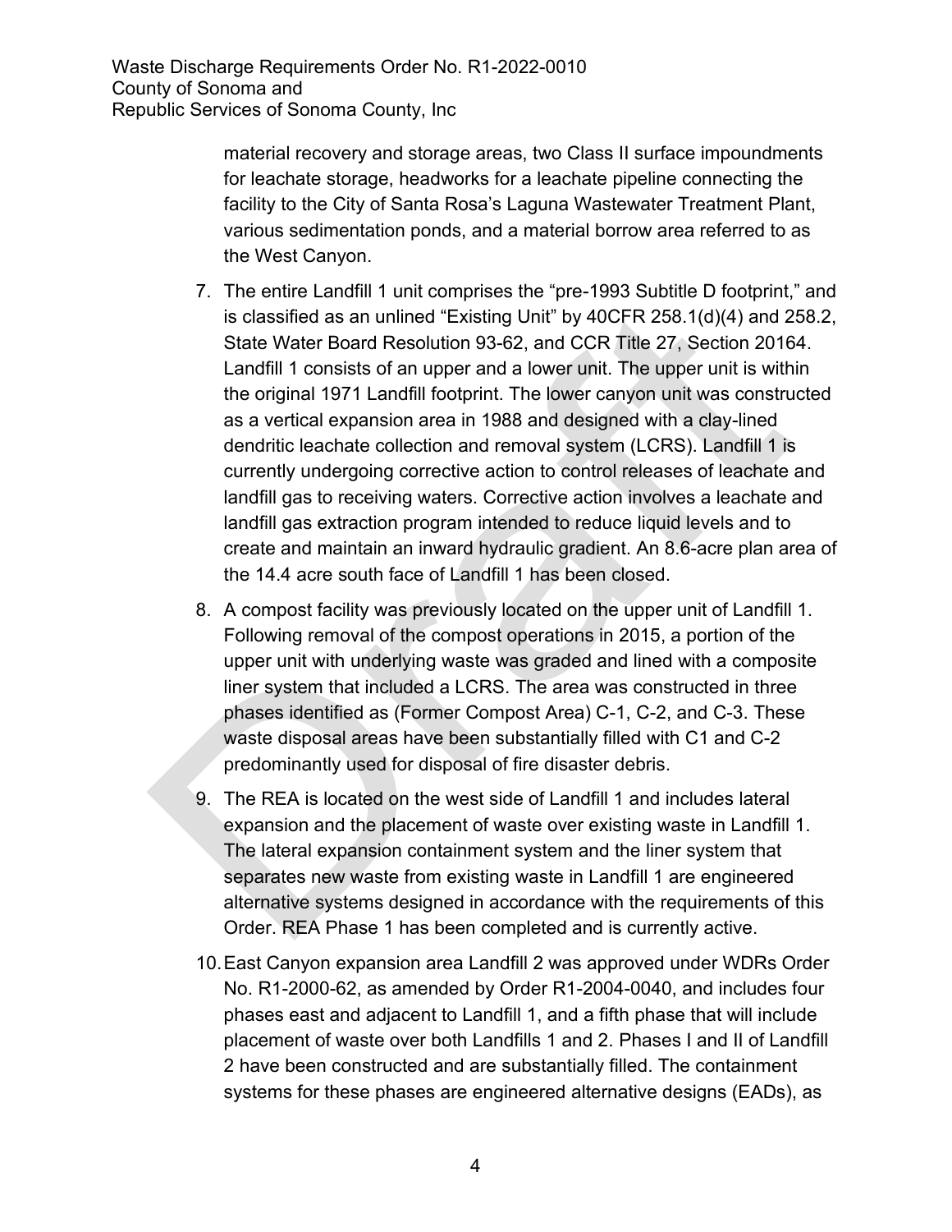material recovery and storage areas, two Class II surface impoundments for leachate storage, headworks for a leachate pipeline connecting the facility to the City of Santa Rosa's Laguna Wastewater Treatment Plant, various sedimentation ponds, and a material borrow area referred to as the West Canyon.

7. The entire Landfill 1 unit comprises the "pre-1993 Subtitle D footprint," and is classified as an unlined "Existing Unit" by 40CFR 258.1(d)(4) and 258.2, State Water Board Resolution 93-62, and CCR Title 27, Section 20164. Landfill 1 consists of an upper and a lower unit. The upper unit is within the original 1971 Landfill footprint. The lower canyon unit was constructed as a vertical expansion area in 1988 and designed with a clay-lined dendritic leachate collection and removal system (LCRS). Landfill 1 is currently undergoing corrective action to control releases of leachate and landfill gas to receiving waters. Corrective action involves a leachate and landfill gas extraction program intended to reduce liquid levels and to create and maintain an inward hydraulic gradient. An 8.6-acre plan area of the 14.4 acre south face of Landfill 1 has been closed.

8. A compost facility was previously located on the upper unit of Landfill 1. Following removal of the compost operations in 2015, a portion of the upper unit with underlying waste was graded and lined with a composite liner system that included a LCRS. The area was constructed in three phases identified as (Former Compost Area) C-1, C-2, and C-3. These waste disposal areas have been substantially filled with C1 and C-2 predominantly used for disposal of fire disaster debris.

9. The REA is located on the west side of Landfill 1 and includes lateral expansion and the placement of waste over existing waste in Landfill 1. The lateral expansion containment system and the liner system that separates new waste from existing waste in Landfill 1 are engineered alternative systems designed in accordance with the requirements of this Order. REA Phase 1 has been completed and is currently active.

10. East Canyon expansion area Landfill 2 was approved under WDRs Order No. R1-2000-62, as amended by Order R1-2004-0040, and includes four phases east and adjacent to Landfill 1, and a fifth phase that will include placement of waste over both Landfills 1 and 2. Phases I and II of Landfill 2 have been constructed and are substantially filled. The containment systems for these phases are engineered alternative designs (EADs), as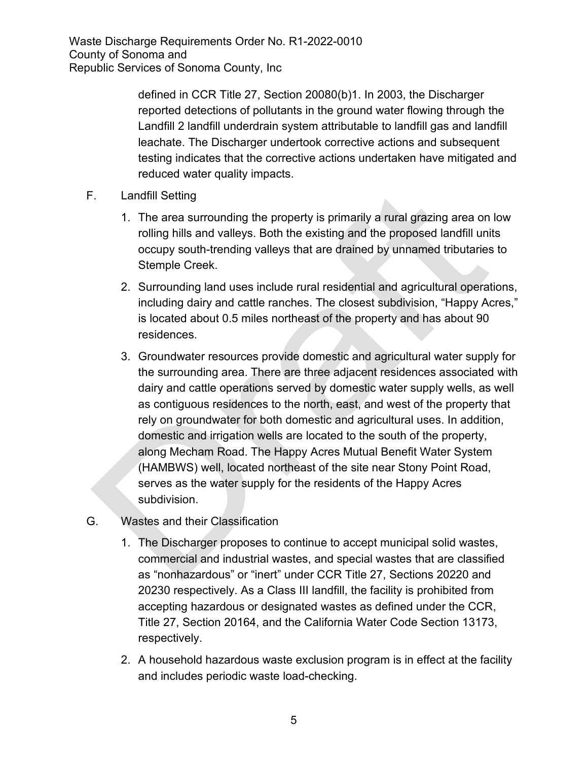defined in CCR Title 27, Section 20080(b)1. In 2003, the Discharger reported detections of pollutants in the ground water flowing through the Landfill 2 landfill underdrain system attributable to landfill gas and landfill leachate. The Discharger undertook corrective actions and subsequent testing indicates that the corrective actions undertaken have mitigated and reduced water quality impacts.

F. Landfill Setting

1. The area surrounding the property is primarily a rural grazing area on low rolling hills and valleys. Both the existing and the proposed landfill units occupy south-trending valleys that are drained by unnamed tributaries to Stemple Creek.
2. Surrounding land uses include rural residential and agricultural operations, including dairy and cattle ranches. The closest subdivision, "Happy Acres," is located about 0.5 miles northeast of the property and has about 90 residences.
3. Groundwater resources provide domestic and agricultural water supply for the surrounding area. There are three adjacent residences associated with dairy and cattle operations served by domestic water supply wells, as well as contiguous residences to the north, east, and west of the property that rely on groundwater for both domestic and agricultural uses. In addition, domestic and irrigation wells are located to the south of the property, along Mecham Road. The Happy Acres Mutual Benefit Water System (HAMBWS) well, located northeast of the site near Stony Point Road, serves as the water supply for the residents of the Happy Acres subdivision.

G. Wastes and their Classification

1. The Discharger proposes to continue to accept municipal solid wastes, commercial and industrial wastes, and special wastes that are classified as "nonhazardous" or "inert" under CCR Title 27, Sections 20220 and 20230 respectively. As a Class III landfill, the facility is prohibited from accepting hazardous or designated wastes as defined under the CCR, Title 27, Section 20164, and the California Water Code Section 13173, respectively.
2. A household hazardous waste exclusion program is in effect at the facility and includes periodic waste load-checking.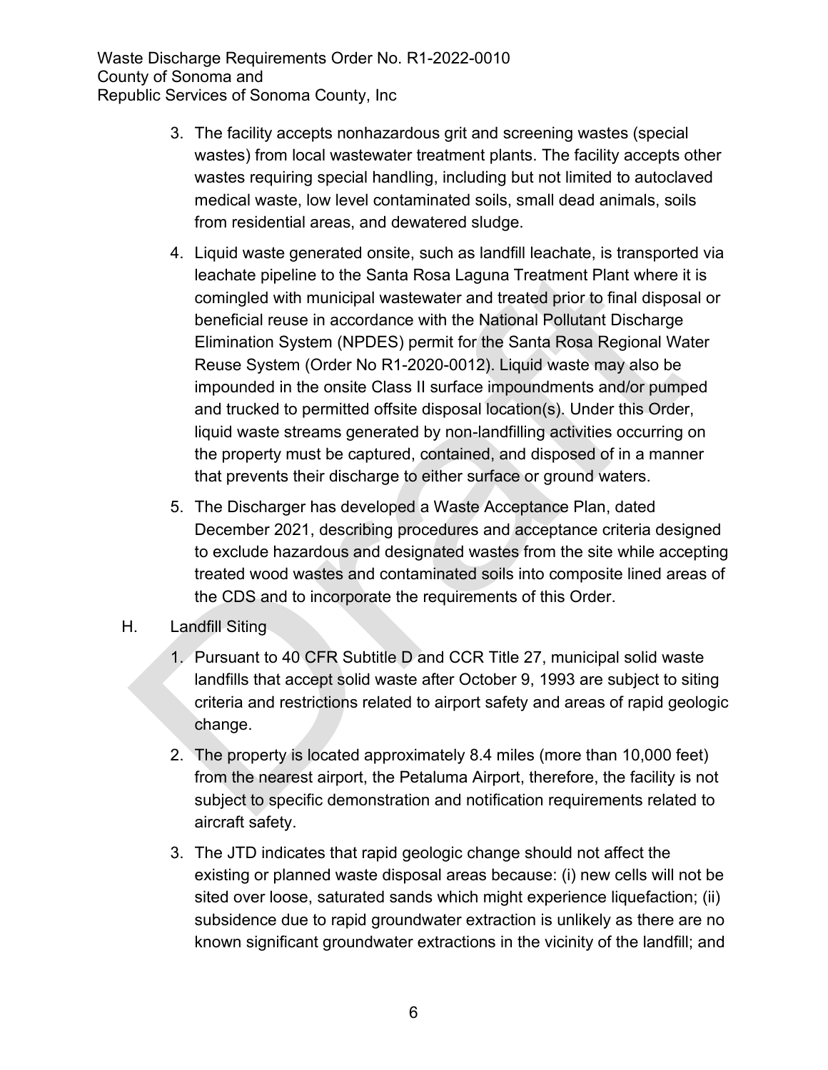3. The facility accepts nonhazardous grit and screening wastes (special wastes) from local wastewater treatment plants. The facility accepts other wastes requiring special handling, including but not limited to autoclaved medical waste, low level contaminated soils, small dead animals, soils from residential areas, and dewatered sludge.

4. Liquid waste generated onsite, such as landfill leachate, is transported via leachate pipeline to the Santa Rosa Laguna Treatment Plant where it is comingled with municipal wastewater and treated prior to final disposal or beneficial reuse in accordance with the National Pollutant Discharge Elimination System (NPDES) permit for the Santa Rosa Regional Water Reuse System (Order No R1-2020-0012). Liquid waste may also be impounded in the onsite Class II surface impoundments and/or pumped and trucked to permitted offsite disposal location(s). Under this Order, liquid waste streams generated by non-landfilling activities occurring on the property must be captured, contained, and disposed of in a manner that prevents their discharge to either surface or ground waters.

5. The Discharger has developed a Waste Acceptance Plan, dated December 2021, describing procedures and acceptance criteria designed to exclude hazardous and designated wastes from the site while accepting treated wood wastes and contaminated soils into composite lined areas of the CDS and to incorporate the requirements of this Order.

H. Landfill Siting

1. Pursuant to 40 CFR Subtitle D and CCR Title 27, municipal solid waste landfills that accept solid waste after October 9, 1993 are subject to siting criteria and restrictions related to airport safety and areas of rapid geologic change.

2. The property is located approximately 8.4 miles (more than 10,000 feet) from the nearest airport, the Petaluma Airport, therefore, the facility is not subject to specific demonstration and notification requirements related to aircraft safety.

3. The JTD indicates that rapid geologic change should not affect the existing or planned waste disposal areas because: (i) new cells will not be sited over loose, saturated sands which might experience liquefaction; (ii) subsidence due to rapid groundwater extraction is unlikely as there are no known significant groundwater extractions in the vicinity of the landfill; and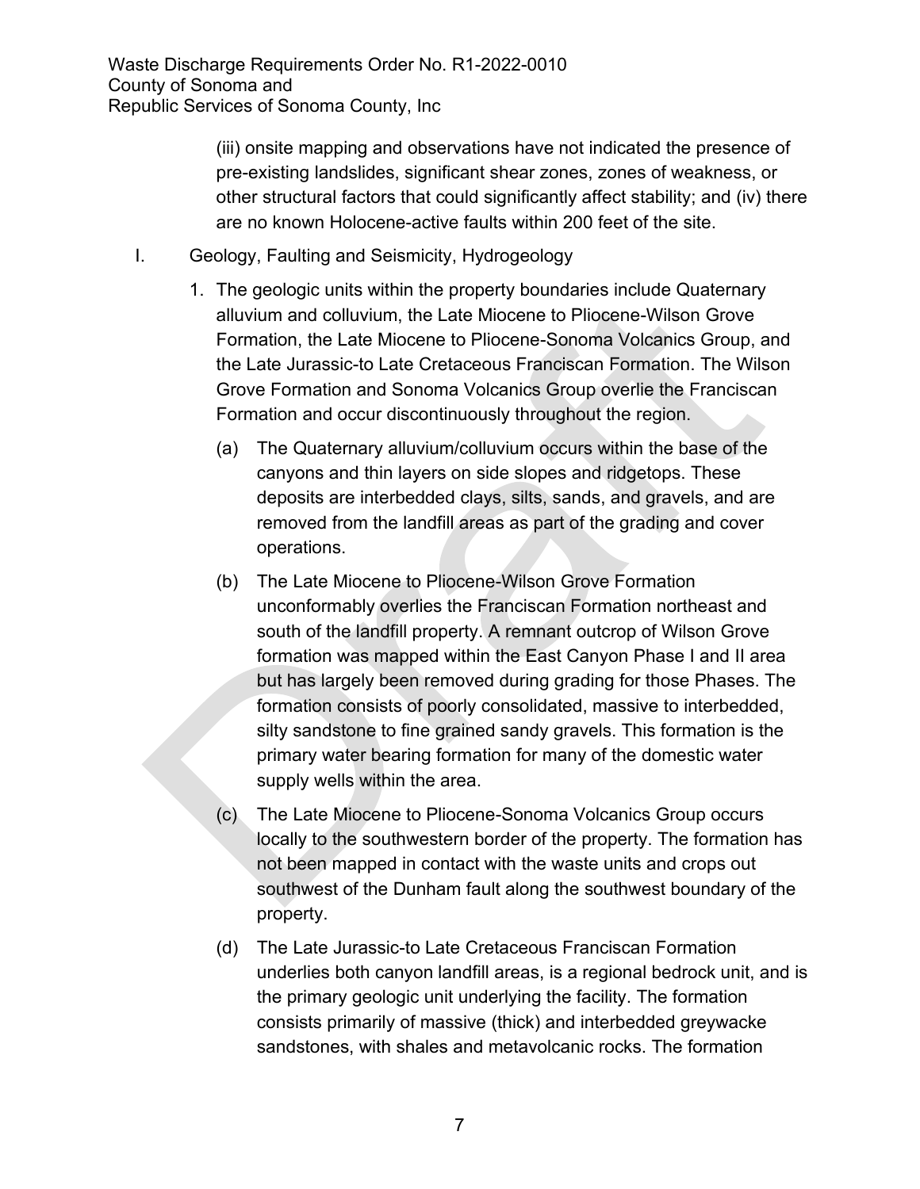(iii) onsite mapping and observations have not indicated the presence of pre-existing landslides, significant shear zones, zones of weakness, or other structural factors that could significantly affect stability; and (iv) there are no known Holocene-active faults within 200 feet of the site.

I. Geology, Faulting and Seismicity, Hydrogeology

1. The geologic units within the property boundaries include Quaternary alluvium and colluvium, the Late Miocene to Pliocene-Wilson Grove Formation, the Late Miocene to Pliocene-Sonoma Volcanics Group, and the Late Jurassic-to Late Cretaceous Franciscan Formation. The Wilson Grove Formation and Sonoma Volcanics Group overlie the Franciscan Formation and occur discontinuously throughout the region.

   (a) The Quaternary alluvium/colluvium occurs within the base of the canyons and thin layers on side slopes and ridgetops. These deposits are interbedded clays, silts, sands, and gravels, and are removed from the landfill areas as part of the grading and cover operations.

   (b) The Late Miocene to Pliocene-Wilson Grove Formation unconformably overlies the Franciscan Formation northeast and south of the landfill property. A remnant outcrop of Wilson Grove formation was mapped within the East Canyon Phase I and II area but has largely been removed during grading for those Phases. The formation consists of poorly consolidated, massive to interbedded, silty sandstone to fine grained sandy gravels. This formation is the primary water bearing formation for many of the domestic water supply wells within the area.

   (c) The Late Miocene to Pliocene-Sonoma Volcanics Group occurs locally to the southwestern border of the property. The formation has not been mapped in contact with the waste units and crops out southwest of the Dunham fault along the southwest boundary of the property.

   (d) The Late Jurassic-to Late Cretaceous Franciscan Formation underlies both canyon landfill areas, is a regional bedrock unit, and is the primary geologic unit underlying the facility. The formation consists primarily of massive (thick) and interbedded greywacke sandstones, with shales and metavolcanic rocks. The formation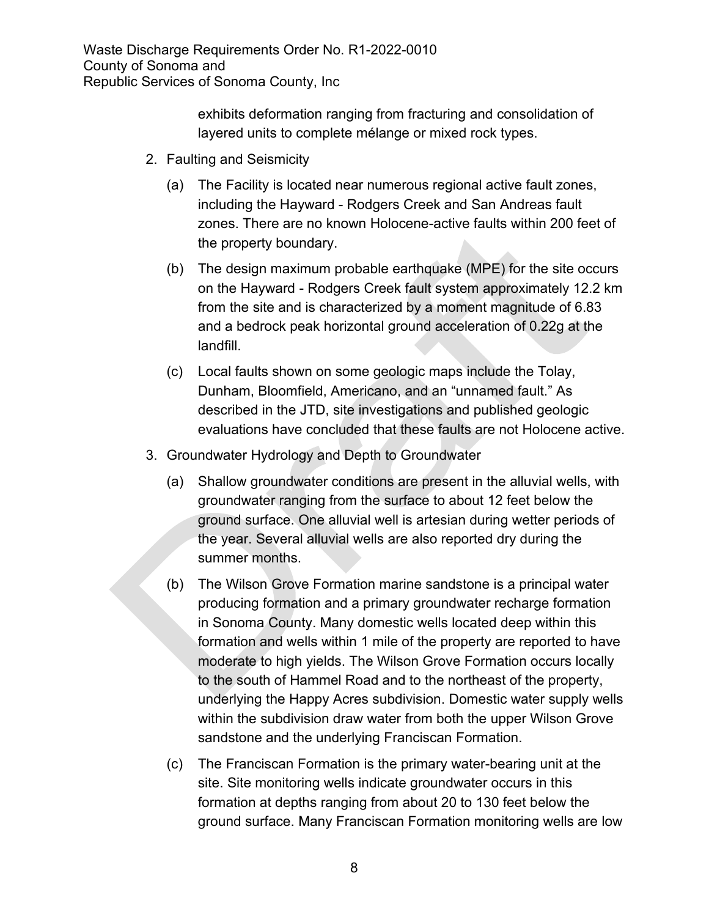exhibits deformation ranging from fracturing and consolidation of layered units to complete mélange or mixed rock types.

2. Faulting and Seismicity

   (a) The Facility is located near numerous regional active fault zones, including the Hayward - Rodgers Creek and San Andreas fault zones. There are no known Holocene-active faults within 200 feet of the property boundary.

   (b) The design maximum probable earthquake (MPE) for the site occurs on the Hayward - Rodgers Creek fault system approximately 12.2 km from the site and is characterized by a moment magnitude of 6.83 and a bedrock peak horizontal ground acceleration of 0.22g at the landfill.

   (c) Local faults shown on some geologic maps include the Tolay, Dunham, Bloomfield, Americano, and an "unnamed fault." As described in the JTD, site investigations and published geologic evaluations have concluded that these faults are not Holocene active.

3. Groundwater Hydrology and Depth to Groundwater

   (a) Shallow groundwater conditions are present in the alluvial wells, with groundwater ranging from the surface to about 12 feet below the ground surface. One alluvial well is artesian during wetter periods of the year. Several alluvial wells are also reported dry during the summer months.

   (b) The Wilson Grove Formation marine sandstone is a principal water producing formation and a primary groundwater recharge formation in Sonoma County. Many domestic wells located deep within this formation and wells within 1 mile of the property are reported to have moderate to high yields. The Wilson Grove Formation occurs locally to the south of Hammel Road and to the northeast of the property, underlying the Happy Acres subdivision. Domestic water supply wells within the subdivision draw water from both the upper Wilson Grove sandstone and the underlying Franciscan Formation.

   (c) The Franciscan Formation is the primary water-bearing unit at the site. Site monitoring wells indicate groundwater occurs in this formation at depths ranging from about 20 to 130 feet below the ground surface. Many Franciscan Formation monitoring wells are low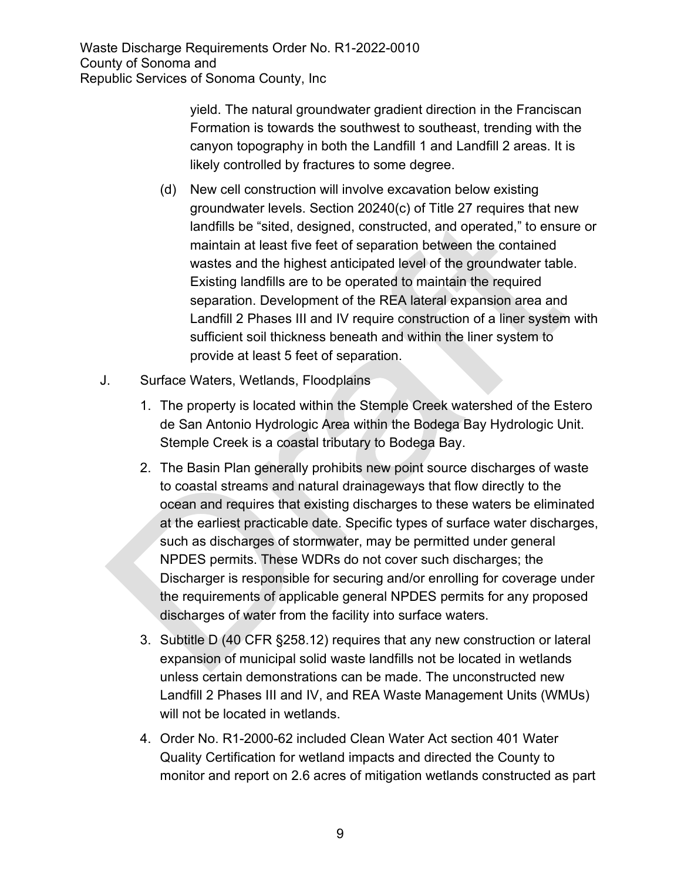yield. The natural groundwater gradient direction in the Franciscan Formation is towards the southwest to southeast, trending with the canyon topography in both the Landfill 1 and Landfill 2 areas. It is likely controlled by fractures to some degree.

(d) New cell construction will involve excavation below existing groundwater levels. Section 20240(c) of Title 27 requires that new landfills be "sited, designed, constructed, and operated," to ensure or maintain at least five feet of separation between the contained wastes and the highest anticipated level of the groundwater table. Existing landfills are to be operated to maintain the required separation. Development of the REA lateral expansion area and Landfill 2 Phases III and IV require construction of a liner system with sufficient soil thickness beneath and within the liner system to provide at least 5 feet of separation.

J. Surface Waters, Wetlands, Floodplains

1. The property is located within the Stemple Creek watershed of the Estero de San Antonio Hydrologic Area within the Bodega Bay Hydrologic Unit. Stemple Creek is a coastal tributary to Bodega Bay.

2. The Basin Plan generally prohibits new point source discharges of waste to coastal streams and natural drainageways that flow directly to the ocean and requires that existing discharges to these waters be eliminated at the earliest practicable date. Specific types of surface water discharges, such as discharges of stormwater, may be permitted under general NPDES permits. These WDRs do not cover such discharges; the Discharger is responsible for securing and/or enrolling for coverage under the requirements of applicable general NPDES permits for any proposed discharges of water from the facility into surface waters.

3. Subtitle D (40 CFR §258.12) requires that any new construction or lateral expansion of municipal solid waste landfills not be located in wetlands unless certain demonstrations can be made. The unconstructed new Landfill 2 Phases III and IV, and REA Waste Management Units (WMUs) will not be located in wetlands.

4. Order No. R1-2000-62 included Clean Water Act section 401 Water Quality Certification for wetland impacts and directed the County to monitor and report on 2.6 acres of mitigation wetlands constructed as part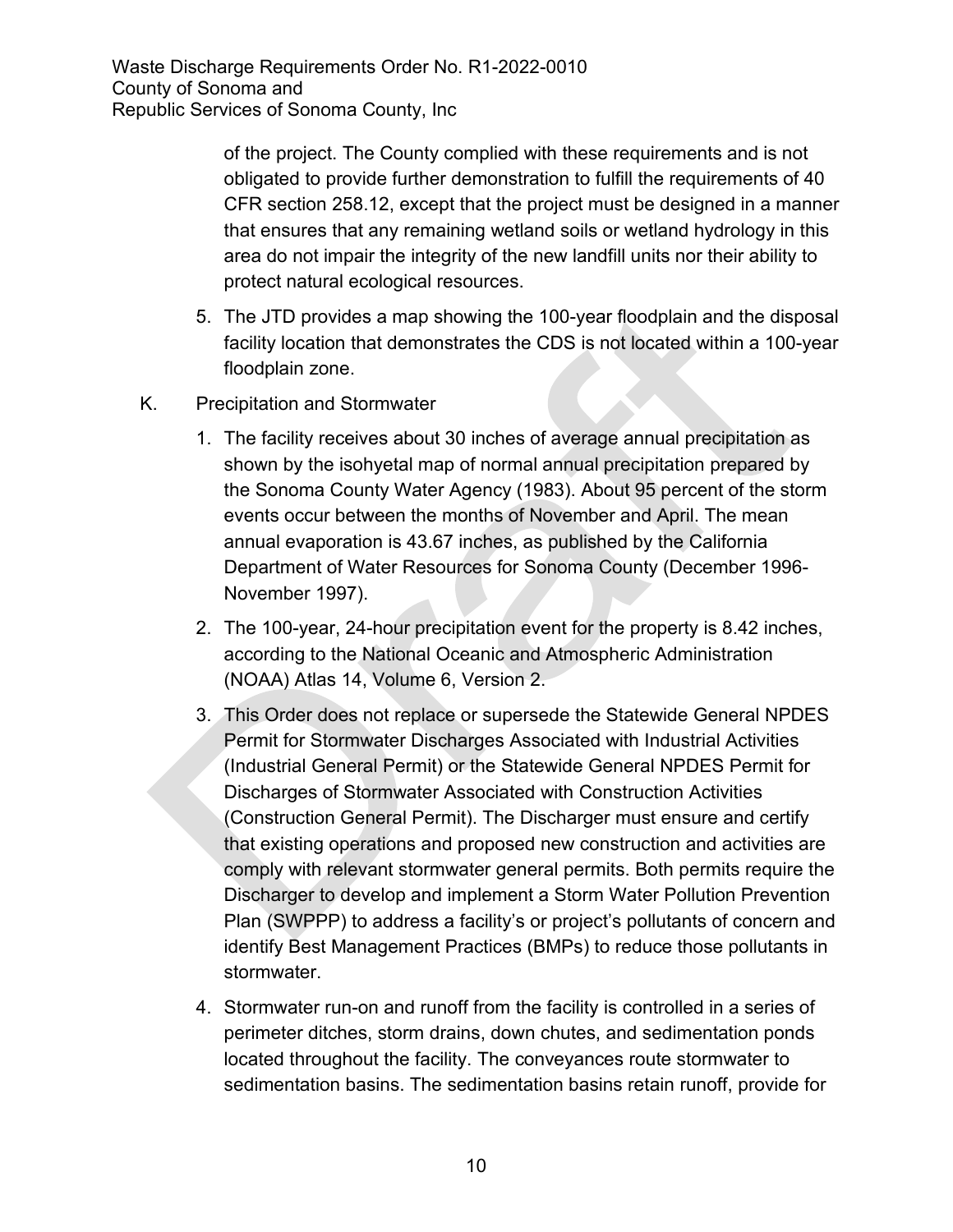of the project. The County complied with these requirements and is not obligated to provide further demonstration to fulfill the requirements of 40 CFR section 258.12, except that the project must be designed in a manner that ensures that any remaining wetland soils or wetland hydrology in this area do not impair the integrity of the new landfill units nor their ability to protect natural ecological resources.

5. The JTD provides a map showing the 100-year floodplain and the disposal facility location that demonstrates the CDS is not located within a 100-year floodplain zone.

K. Precipitation and Stormwater

1. The facility receives about 30 inches of average annual precipitation as shown by the isohyetal map of normal annual precipitation prepared by the Sonoma County Water Agency (1983). About 95 percent of the storm events occur between the months of November and April. The mean annual evaporation is 43.67 inches, as published by the California Department of Water Resources for Sonoma County (December 1996-November 1997).

2. The 100-year, 24-hour precipitation event for the property is 8.42 inches, according to the National Oceanic and Atmospheric Administration (NOAA) Atlas 14, Volume 6, Version 2.

3. This Order does not replace or supersede the Statewide General NPDES Permit for Stormwater Discharges Associated with Industrial Activities (Industrial General Permit) or the Statewide General NPDES Permit for Discharges of Stormwater Associated with Construction Activities (Construction General Permit). The Discharger must ensure and certify that existing operations and proposed new construction and activities are comply with relevant stormwater general permits. Both permits require the Discharger to develop and implement a Storm Water Pollution Prevention Plan (SWPPP) to address a facility's or project's pollutants of concern and identify Best Management Practices (BMPs) to reduce those pollutants in stormwater.

4. Stormwater run-on and runoff from the facility is controlled in a series of perimeter ditches, storm drains, down chutes, and sedimentation ponds located throughout the facility. The conveyances route stormwater to sedimentation basins. The sedimentation basins retain runoff, provide for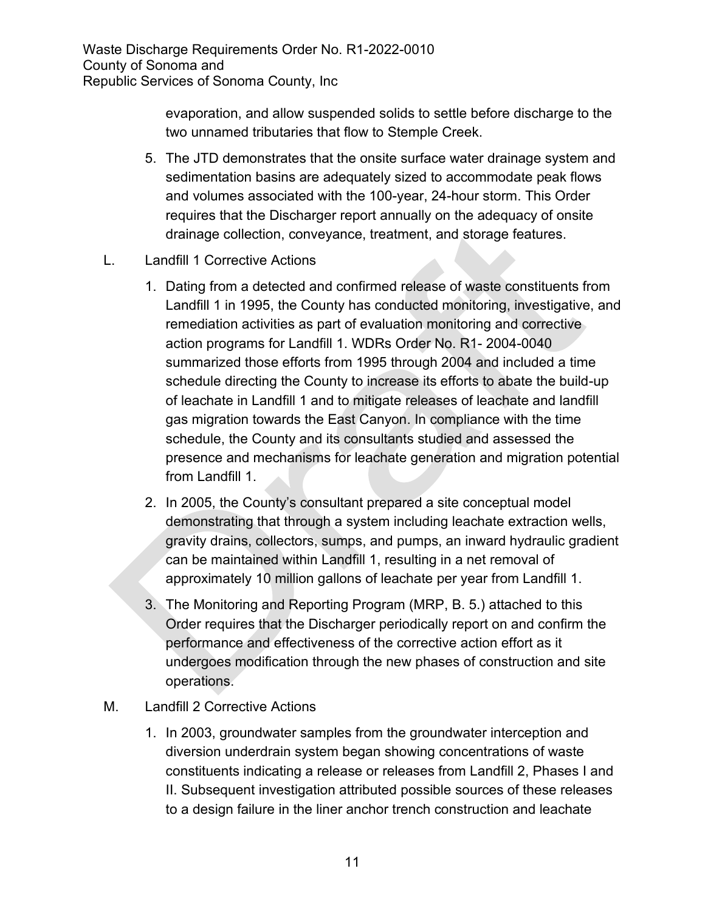evaporation, and allow suspended solids to settle before discharge to the two unnamed tributaries that flow to Stemple Creek.

5. The JTD demonstrates that the onsite surface water drainage system and sedimentation basins are adequately sized to accommodate peak flows and volumes associated with the 100-year, 24-hour storm. This Order requires that the Discharger report annually on the adequacy of onsite drainage collection, conveyance, treatment, and storage features.

L. Landfill 1 Corrective Actions

1. Dating from a detected and confirmed release of waste constituents from Landfill 1 in 1995, the County has conducted monitoring, investigative, and remediation activities as part of evaluation monitoring and corrective action programs for Landfill 1. WDRs Order No. R1- 2004-0040 summarized those efforts from 1995 through 2004 and included a time schedule directing the County to increase its efforts to abate the build-up of leachate in Landfill 1 and to mitigate releases of leachate and landfill gas migration towards the East Canyon. In compliance with the time schedule, the County and its consultants studied and assessed the presence and mechanisms for leachate generation and migration potential from Landfill 1.

2. In 2005, the County's consultant prepared a site conceptual model demonstrating that through a system including leachate extraction wells, gravity drains, collectors, sumps, and pumps, an inward hydraulic gradient can be maintained within Landfill 1, resulting in a net removal of approximately 10 million gallons of leachate per year from Landfill 1.

3. The Monitoring and Reporting Program (MRP, B. 5.) attached to this Order requires that the Discharger periodically report on and confirm the performance and effectiveness of the corrective action effort as it undergoes modification through the new phases of construction and site operations.

M. Landfill 2 Corrective Actions

1. In 2003, groundwater samples from the groundwater interception and diversion underdrain system began showing concentrations of waste constituents indicating a release or releases from Landfill 2, Phases I and II. Subsequent investigation attributed possible sources of these releases to a design failure in the liner anchor trench construction and leachate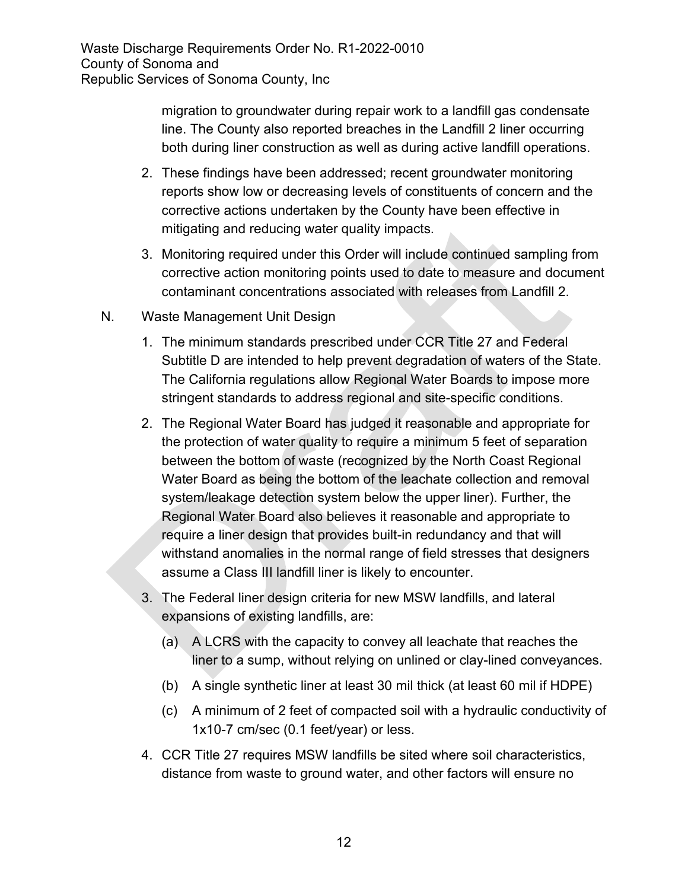migration to groundwater during repair work to a landfill gas condensate line. The County also reported breaches in the Landfill 2 liner occurring both during liner construction as well as during active landfill operations.

2. These findings have been addressed; recent groundwater monitoring reports show low or decreasing levels of constituents of concern and the corrective actions undertaken by the County have been effective in mitigating and reducing water quality impacts.

3. Monitoring required under this Order will include continued sampling from corrective action monitoring points used to date to measure and document contaminant concentrations associated with releases from Landfill 2.

N. Waste Management Unit Design

1. The minimum standards prescribed under CCR Title 27 and Federal Subtitle D are intended to help prevent degradation of waters of the State. The California regulations allow Regional Water Boards to impose more stringent standards to address regional and site-specific conditions.

2. The Regional Water Board has judged it reasonable and appropriate for the protection of water quality to require a minimum 5 feet of separation between the bottom of waste (recognized by the North Coast Regional Water Board as being the bottom of the leachate collection and removal system/leakage detection system below the upper liner). Further, the Regional Water Board also believes it reasonable and appropriate to require a liner design that provides built-in redundancy and that will withstand anomalies in the normal range of field stresses that designers assume a Class III landfill liner is likely to encounter.

3. The Federal liner design criteria for new MSW landfills, and lateral expansions of existing landfills, are:

   (a) A LCRS with the capacity to convey all leachate that reaches the liner to a sump, without relying on unlined or clay-lined conveyances.

   (b) A single synthetic liner at least 30 mil thick (at least 60 mil if HDPE)

   (c) A minimum of 2 feet of compacted soil with a hydraulic conductivity of $1 \times 10^{-7}$ cm/sec (0.1 feet/year) or less.

4. CCR Title 27 requires MSW landfills be sited where soil characteristics, distance from waste to ground water, and other factors will ensure no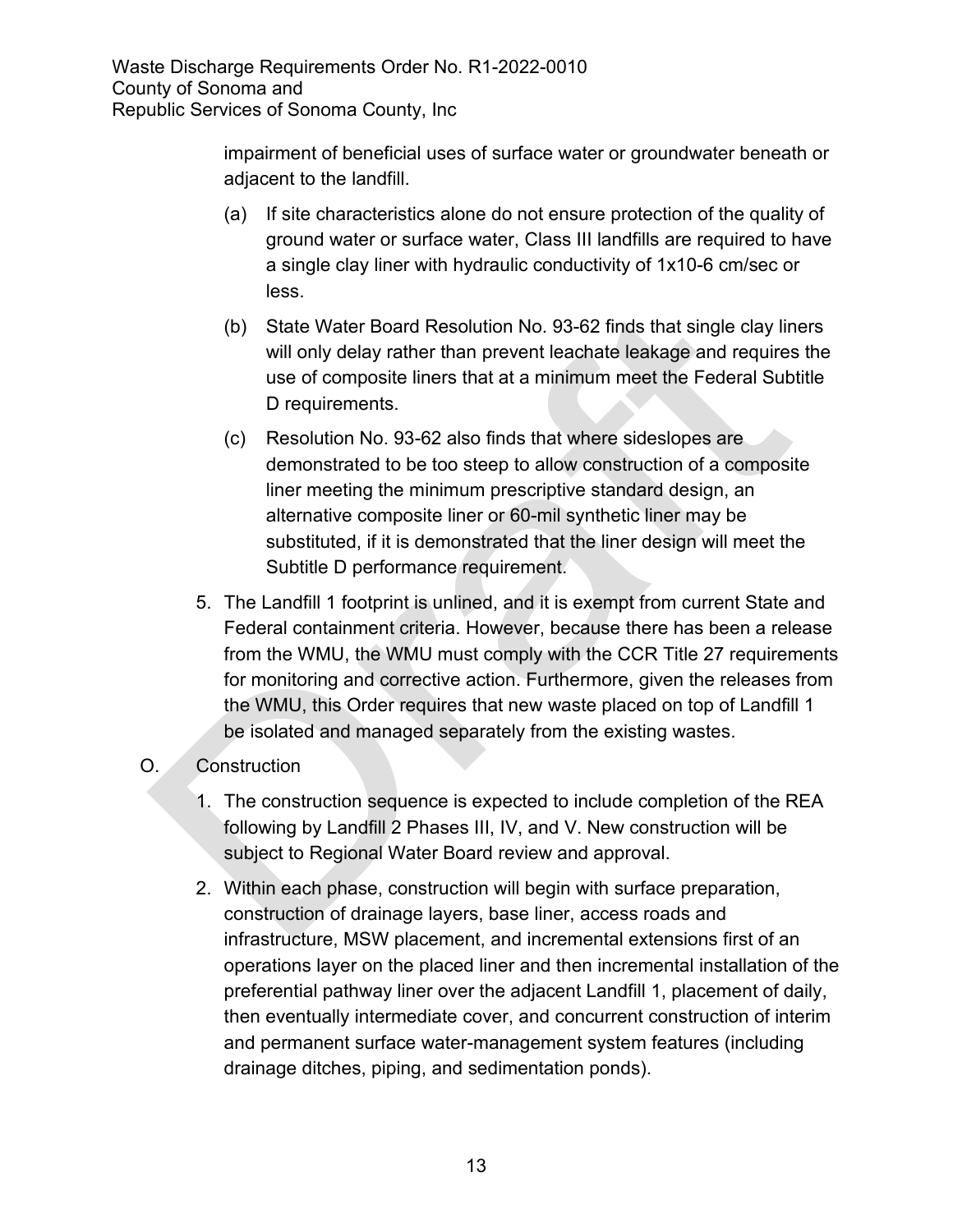impairment of beneficial uses of surface water or groundwater beneath or adjacent to the landfill.

(a) If site characteristics alone do not ensure protection of the quality of ground water or surface water, Class III landfills are required to have a single clay liner with hydraulic conductivity of 1x10-6 cm/sec or less.

(b) State Water Board Resolution No. 93-62 finds that single clay liners will only delay rather than prevent leachate leakage and requires the use of composite liners that at a minimum meet the Federal Subtitle D requirements.

(c) Resolution No. 93-62 also finds that where sideslopes are demonstrated to be too steep to allow construction of a composite liner meeting the minimum prescriptive standard design, an alternative composite liner or 60-mil synthetic liner may be substituted, if it is demonstrated that the liner design will meet the Subtitle D performance requirement.

5. The Landfill 1 footprint is unlined, and it is exempt from current State and Federal containment criteria. However, because there has been a release from the WMU, the WMU must comply with the CCR Title 27 requirements for monitoring and corrective action. Furthermore, given the releases from the WMU, this Order requires that new waste placed on top of Landfill 1 be isolated and managed separately from the existing wastes.

O. Construction

1. The construction sequence is expected to include completion of the REA following by Landfill 2 Phases III, IV, and V. New construction will be subject to Regional Water Board review and approval.

2. Within each phase, construction will begin with surface preparation, construction of drainage layers, base liner, access roads and infrastructure, MSW placement, and incremental extensions first of an operations layer on the placed liner and then incremental installation of the preferential pathway liner over the adjacent Landfill 1, placement of daily, then eventually intermediate cover, and concurrent construction of interim and permanent surface water-management system features (including drainage ditches, piping, and sedimentation ponds).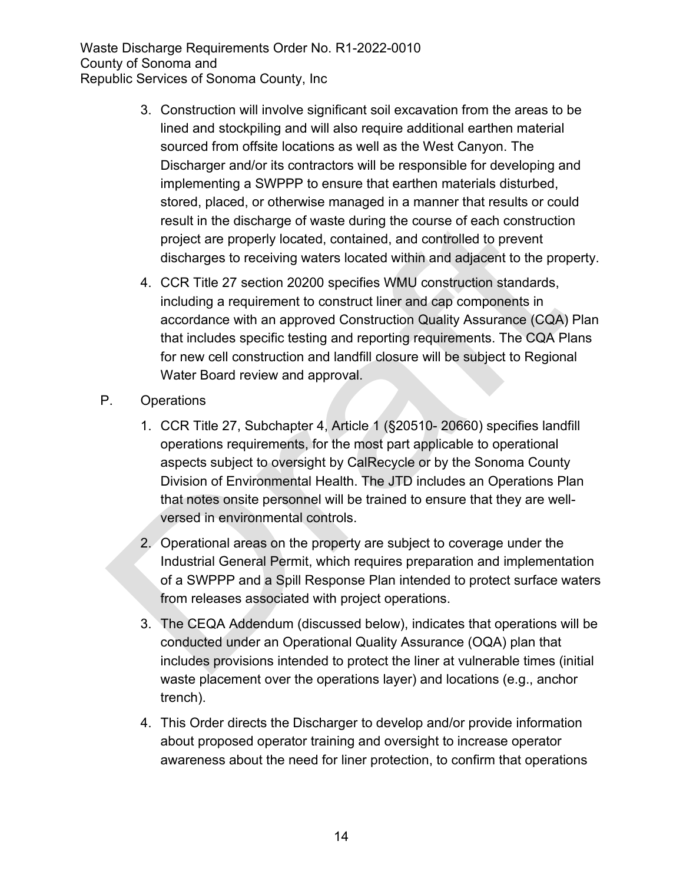3. Construction will involve significant soil excavation from the areas to be lined and stockpiling and will also require additional earthen material sourced from offsite locations as well as the West Canyon. The Discharger and/or its contractors will be responsible for developing and implementing a SWPPP to ensure that earthen materials disturbed, stored, placed, or otherwise managed in a manner that results or could result in the discharge of waste during the course of each construction project are properly located, contained, and controlled to prevent discharges to receiving waters located within and adjacent to the property.

4. CCR Title 27 section 20200 specifies WMU construction standards, including a requirement to construct liner and cap components in accordance with an approved Construction Quality Assurance (CQA) Plan that includes specific testing and reporting requirements. The CQA Plans for new cell construction and landfill closure will be subject to Regional Water Board review and approval.

P. Operations

1. CCR Title 27, Subchapter 4, Article 1 (§20510- 20660) specifies landfill operations requirements, for the most part applicable to operational aspects subject to oversight by CalRecycle or by the Sonoma County Division of Environmental Health. The JTD includes an Operations Plan that notes onsite personnel will be trained to ensure that they are well-versed in environmental controls.

2. Operational areas on the property are subject to coverage under the Industrial General Permit, which requires preparation and implementation of a SWPPP and a Spill Response Plan intended to protect surface waters from releases associated with project operations.

3. The CEQA Addendum (discussed below), indicates that operations will be conducted under an Operational Quality Assurance (OQA) plan that includes provisions intended to protect the liner at vulnerable times (initial waste placement over the operations layer) and locations (e.g., anchor trench).

4. This Order directs the Discharger to develop and/or provide information about proposed operator training and oversight to increase operator awareness about the need for liner protection, to confirm that operations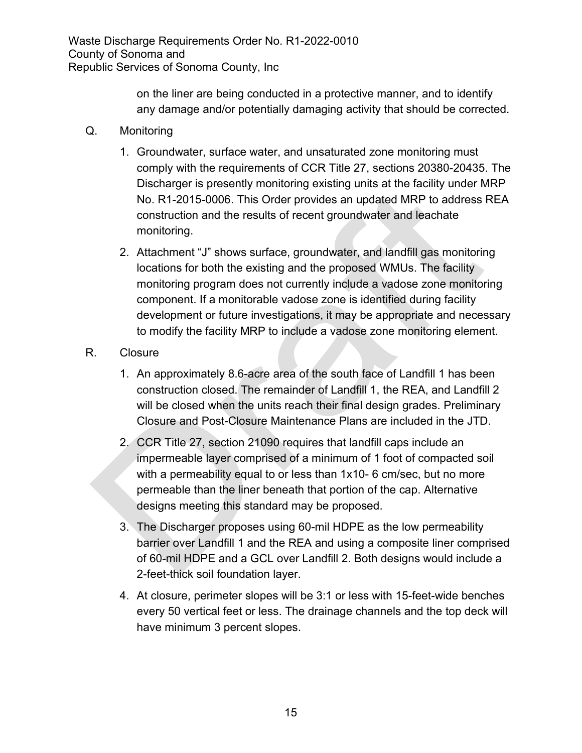on the liner are being conducted in a protective manner, and to identify any damage and/or potentially damaging activity that should be corrected.

Q. Monitoring

1. Groundwater, surface water, and unsaturated zone monitoring must comply with the requirements of CCR Title 27, sections 20380-20435. The Discharger is presently monitoring existing units at the facility under MRP No. R1-2015-0006. This Order provides an updated MRP to address REA construction and the results of recent groundwater and leachate monitoring.

2. Attachment "J" shows surface, groundwater, and landfill gas monitoring locations for both the existing and the proposed WMUs. The facility monitoring program does not currently include a vadose zone monitoring component. If a monitorable vadose zone is identified during facility development or future investigations, it may be appropriate and necessary to modify the facility MRP to include a vadose zone monitoring element.

R. Closure

1. An approximately 8.6-acre area of the south face of Landfill 1 has been construction closed. The remainder of Landfill 1, the REA, and Landfill 2 will be closed when the units reach their final design grades. Preliminary Closure and Post-Closure Maintenance Plans are included in the JTD.

2. CCR Title 27, section 21090 requires that landfill caps include an impermeable layer comprised of a minimum of 1 foot of compacted soil with a permeability equal to or less than $1x10^{-6}$ cm/sec, but no more permeable than the liner beneath that portion of the cap. Alternative designs meeting this standard may be proposed.

3. The Discharger proposes using 60-mil HDPE as the low permeability barrier over Landfill 1 and the REA and using a composite liner comprised of 60-mil HDPE and a GCL over Landfill 2. Both designs would include a 2-feet-thick soil foundation layer.

4. At closure, perimeter slopes will be 3:1 or less with 15-feet-wide benches every 50 vertical feet or less. The drainage channels and the top deck will have minimum 3 percent slopes.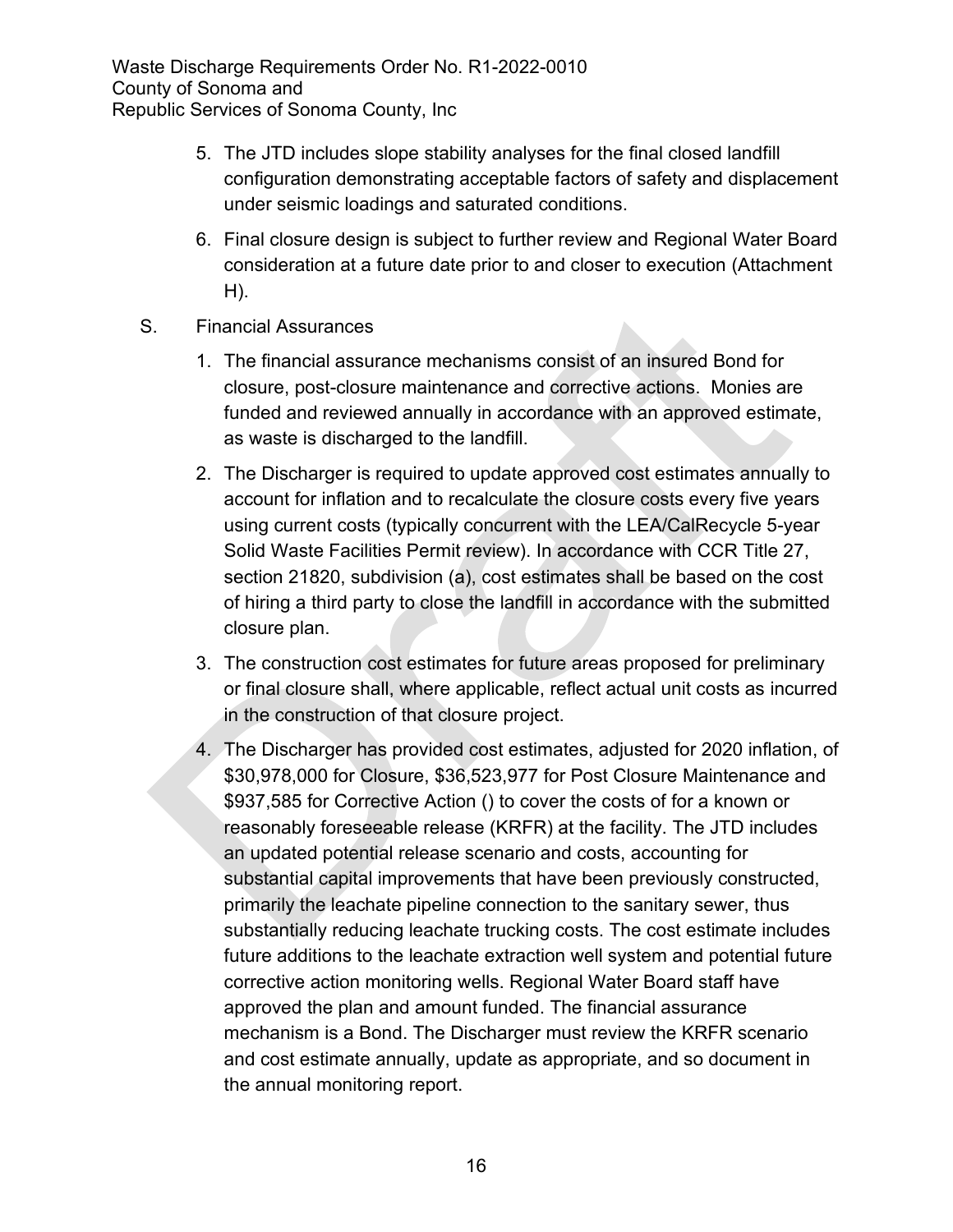5. The JTD includes slope stability analyses for the final closed landfill configuration demonstrating acceptable factors of safety and displacement under seismic loadings and saturated conditions.

6. Final closure design is subject to further review and Regional Water Board consideration at a future date prior to and closer to execution (Attachment H).

S. Financial Assurances

1. The financial assurance mechanisms consist of an insured Bond for closure, post-closure maintenance and corrective actions. Monies are funded and reviewed annually in accordance with an approved estimate, as waste is discharged to the landfill.

2. The Discharger is required to update approved cost estimates annually to account for inflation and to recalculate the closure costs every five years using current costs (typically concurrent with the LEA/CalRecycle 5-year Solid Waste Facilities Permit review). In accordance with CCR Title 27, section 21820, subdivision (a), cost estimates shall be based on the cost of hiring a third party to close the landfill in accordance with the submitted closure plan.

3. The construction cost estimates for future areas proposed for preliminary or final closure shall, where applicable, reflect actual unit costs as incurred in the construction of that closure project.

4. The Discharger has provided cost estimates, adjusted for 2020 inflation, of $30,978,000 for Closure, $36,523,977 for Post Closure Maintenance and $937,585 for Corrective Action () to cover the costs of for a known or reasonably foreseeable release (KRFR) at the facility. The JTD includes an updated potential release scenario and costs, accounting for substantial capital improvements that have been previously constructed, primarily the leachate pipeline connection to the sanitary sewer, thus substantially reducing leachate trucking costs. The cost estimate includes future additions to the leachate extraction well system and potential future corrective action monitoring wells. Regional Water Board staff have approved the plan and amount funded. The financial assurance mechanism is a Bond. The Discharger must review the KRFR scenario and cost estimate annually, update as appropriate, and so document in the annual monitoring report.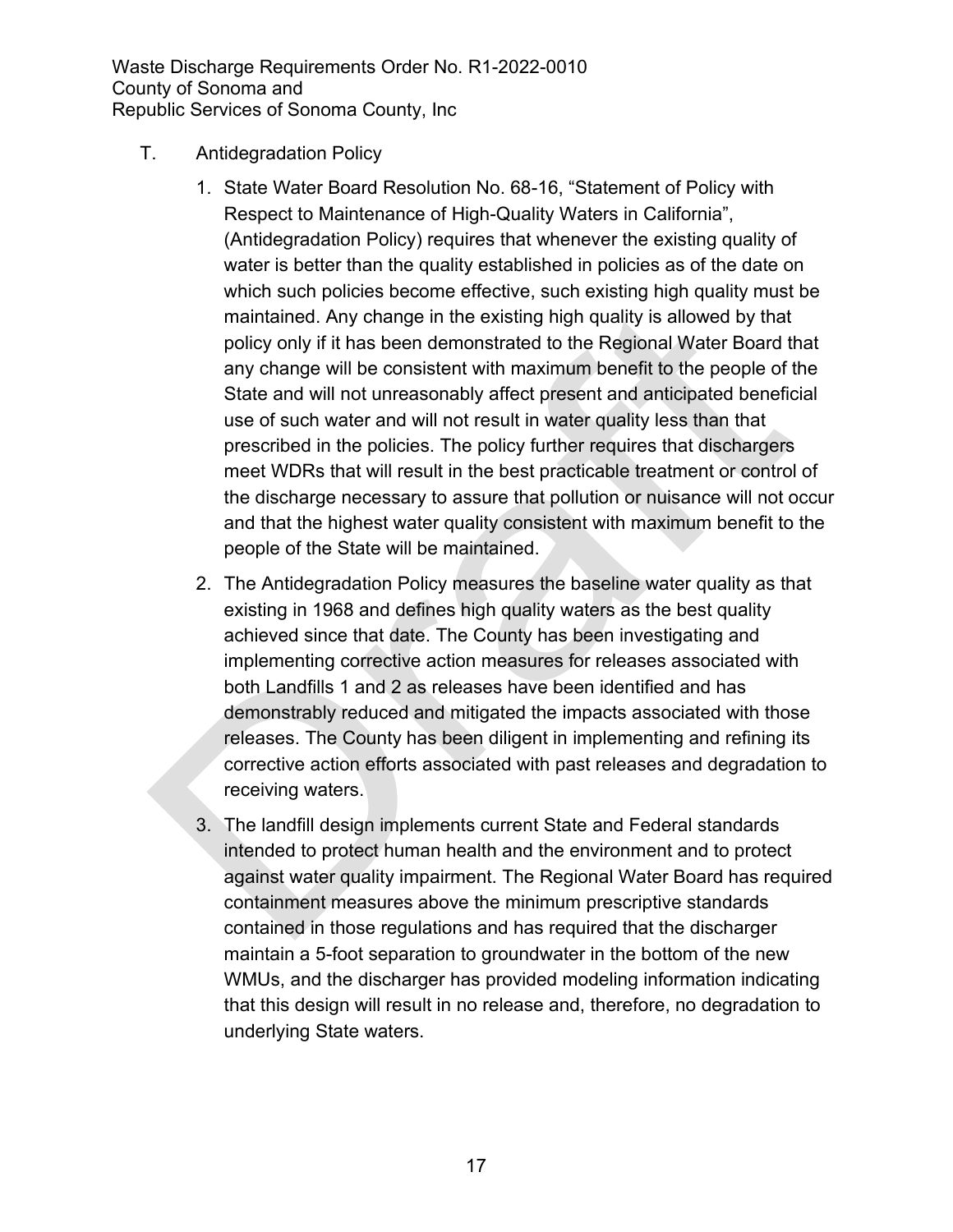T. Antidegradation Policy

1. State Water Board Resolution No. 68-16, "Statement of Policy with Respect to Maintenance of High-Quality Waters in California", (Antidegradation Policy) requires that whenever the existing quality of water is better than the quality established in policies as of the date on which such policies become effective, such existing high quality must be maintained. Any change in the existing high quality is allowed by that policy only if it has been demonstrated to the Regional Water Board that any change will be consistent with maximum benefit to the people of the State and will not unreasonably affect present and anticipated beneficial use of such water and will not result in water quality less than that prescribed in the policies. The policy further requires that dischargers meet WDRs that will result in the best practicable treatment or control of the discharge necessary to assure that pollution or nuisance will not occur and that the highest water quality consistent with maximum benefit to the people of the State will be maintained.

2. The Antidegradation Policy measures the baseline water quality as that existing in 1968 and defines high quality waters as the best quality achieved since that date. The County has been investigating and implementing corrective action measures for releases associated with both Landfills 1 and 2 as releases have been identified and has demonstrably reduced and mitigated the impacts associated with those releases. The County has been diligent in implementing and refining its corrective action efforts associated with past releases and degradation to receiving waters.

3. The landfill design implements current State and Federal standards intended to protect human health and the environment and to protect against water quality impairment. The Regional Water Board has required containment measures above the minimum prescriptive standards contained in those regulations and has required that the discharger maintain a 5-foot separation to groundwater in the bottom of the new WMUs, and the discharger has provided modeling information indicating that this design will result in no release and, therefore, no degradation to underlying State waters.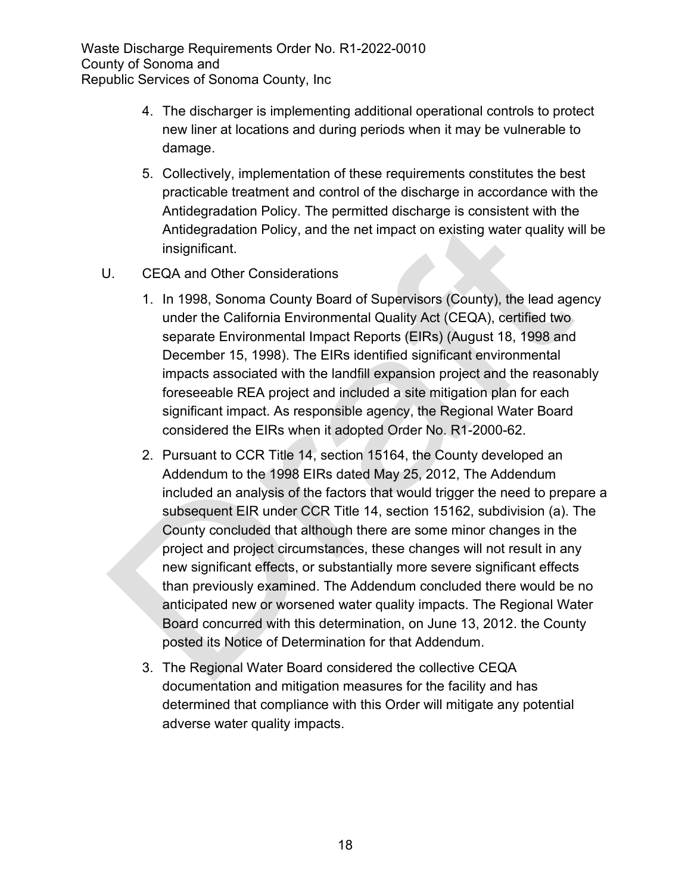4. The discharger is implementing additional operational controls to protect new liner at locations and during periods when it may be vulnerable to damage.

5. Collectively, implementation of these requirements constitutes the best practicable treatment and control of the discharge in accordance with the Antidegradation Policy. The permitted discharge is consistent with the Antidegradation Policy, and the net impact on existing water quality will be insignificant.

U. CEQA and Other Considerations

1. In 1998, Sonoma County Board of Supervisors (County), the lead agency under the California Environmental Quality Act (CEQA), certified two separate Environmental Impact Reports (EIRs) (August 18, 1998 and December 15, 1998). The EIRs identified significant environmental impacts associated with the landfill expansion project and the reasonably foreseeable REA project and included a site mitigation plan for each significant impact. As responsible agency, the Regional Water Board considered the EIRs when it adopted Order No. R1-2000-62.

2. Pursuant to CCR Title 14, section 15164, the County developed an Addendum to the 1998 EIRs dated May 25, 2012, The Addendum included an analysis of the factors that would trigger the need to prepare a subsequent EIR under CCR Title 14, section 15162, subdivision (a). The County concluded that although there are some minor changes in the project and project circumstances, these changes will not result in any new significant effects, or substantially more severe significant effects than previously examined. The Addendum concluded there would be no anticipated new or worsened water quality impacts. The Regional Water Board concurred with this determination, on June 13, 2012. the County posted its Notice of Determination for that Addendum.

3. The Regional Water Board considered the collective CEQA documentation and mitigation measures for the facility and has determined that compliance with this Order will mitigate any potential adverse water quality impacts.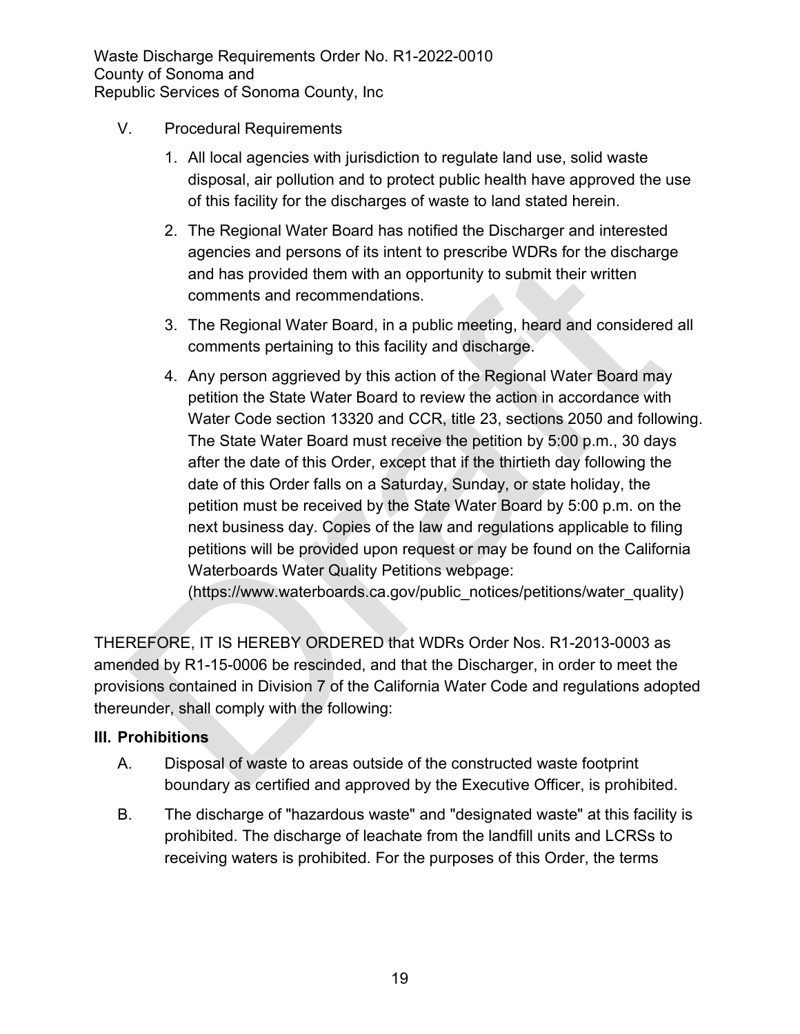V. Procedural Requirements

1. All local agencies with jurisdiction to regulate land use, solid waste disposal, air pollution and to protect public health have approved the use of this facility for the discharges of waste to land stated herein.
2. The Regional Water Board has notified the Discharger and interested agencies and persons of its intent to prescribe WDRs for the discharge and has provided them with an opportunity to submit their written comments and recommendations.
3. The Regional Water Board, in a public meeting, heard and considered all comments pertaining to this facility and discharge.
4. Any person aggrieved by this action of the Regional Water Board may petition the State Water Board to review the action in accordance with Water Code section 13320 and CCR, title 23, sections 2050 and following. The State Water Board must receive the petition by 5:00 p.m., 30 days after the date of this Order, except that if the thirtieth day following the date of this Order falls on a Saturday, Sunday, or state holiday, the petition must be received by the State Water Board by 5:00 p.m. on the next business day. Copies of the law and regulations applicable to filing petitions will be provided upon request or may be found on the California Waterboards Water Quality Petitions webpage: (https://www.waterboards.ca.gov/public_notices/petitions/water_quality)

THEREFORE, IT IS HEREBY ORDERED that WDRs Order Nos. R1-2013-0003 as amended by R1-15-0006 be rescinded, and that the Discharger, in order to meet the provisions contained in Division 7 of the California Water Code and regulations adopted thereunder, shall comply with the following:

## III. Prohibitions

A. Disposal of waste to areas outside of the constructed waste footprint boundary as certified and approved by the Executive Officer, is prohibited.

B. The discharge of "hazardous waste" and "designated waste" at this facility is prohibited. The discharge of leachate from the landfill units and LCRSs to receiving waters is prohibited. For the purposes of this Order, the terms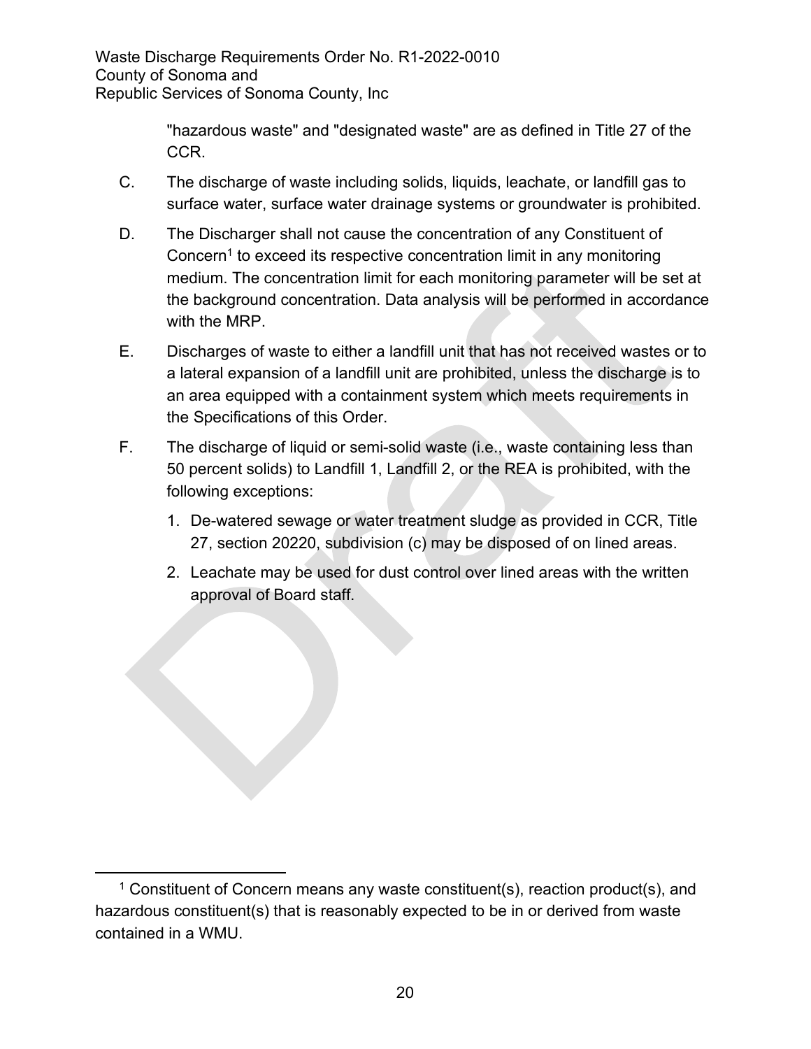"hazardous waste" and "designated waste" are as defined in Title 27 of the CCR.

C. The discharge of waste including solids, liquids, leachate, or landfill gas to surface water, surface water drainage systems or groundwater is prohibited.

D. The Discharger shall not cause the concentration of any Constituent of Concern[1] to exceed its respective concentration limit in any monitoring medium. The concentration limit for each monitoring parameter will be set at the background concentration. Data analysis will be performed in accordance with the MRP.

E. Discharges of waste to either a landfill unit that has not received wastes or to a lateral expansion of a landfill unit are prohibited, unless the discharge is to an area equipped with a containment system which meets requirements in the Specifications of this Order.

F. The discharge of liquid or semi-solid waste (i.e., waste containing less than 50 percent solids) to Landfill 1, Landfill 2, or the REA is prohibited, with the following exceptions:

1. De-watered sewage or water treatment sludge as provided in CCR, Title 27, section 20220, subdivision (c) may be disposed of on lined areas.
2. Leachate may be used for dust control over lined areas with the written approval of Board staff.

[1] Constituent of Concern means any waste constituent(s), reaction product(s), and hazardous constituent(s) that is reasonably expected to be in or derived from waste contained in a WMU.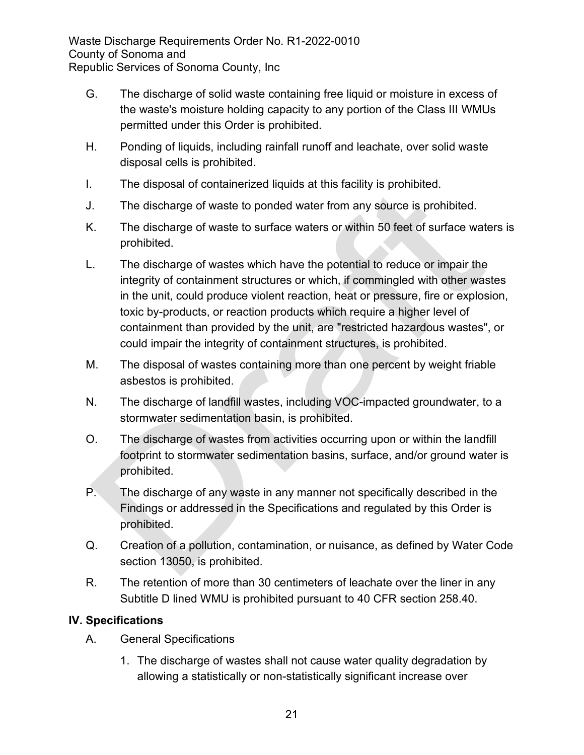G. The discharge of solid waste containing free liquid or moisture in excess of the waste's moisture holding capacity to any portion of the Class III WMUs permitted under this Order is prohibited.

H. Ponding of liquids, including rainfall runoff and leachate, over solid waste disposal cells is prohibited.

I. The disposal of containerized liquids at this facility is prohibited.

J. The discharge of waste to ponded water from any source is prohibited.

K. The discharge of waste to surface waters or within 50 feet of surface waters is prohibited.

L. The discharge of wastes which have the potential to reduce or impair the integrity of containment structures or which, if commingled with other wastes in the unit, could produce violent reaction, heat or pressure, fire or explosion, toxic by-products, or reaction products which require a higher level of containment than provided by the unit, are "restricted hazardous wastes", or could impair the integrity of containment structures, is prohibited.

M. The disposal of wastes containing more than one percent by weight friable asbestos is prohibited.

N. The discharge of landfill wastes, including VOC-impacted groundwater, to a stormwater sedimentation basin, is prohibited.

O. The discharge of wastes from activities occurring upon or within the landfill footprint to stormwater sedimentation basins, surface, and/or ground water is prohibited.

P. The discharge of any waste in any manner not specifically described in the Findings or addressed in the Specifications and regulated by this Order is prohibited.

Q. Creation of a pollution, contamination, or nuisance, as defined by Water Code section 13050, is prohibited.

R. The retention of more than 30 centimeters of leachate over the liner in any Subtitle D lined WMU is prohibited pursuant to 40 CFR section 258.40.

## IV. Specifications

A. General Specifications

1. The discharge of wastes shall not cause water quality degradation by allowing a statistically or non-statistically significant increase over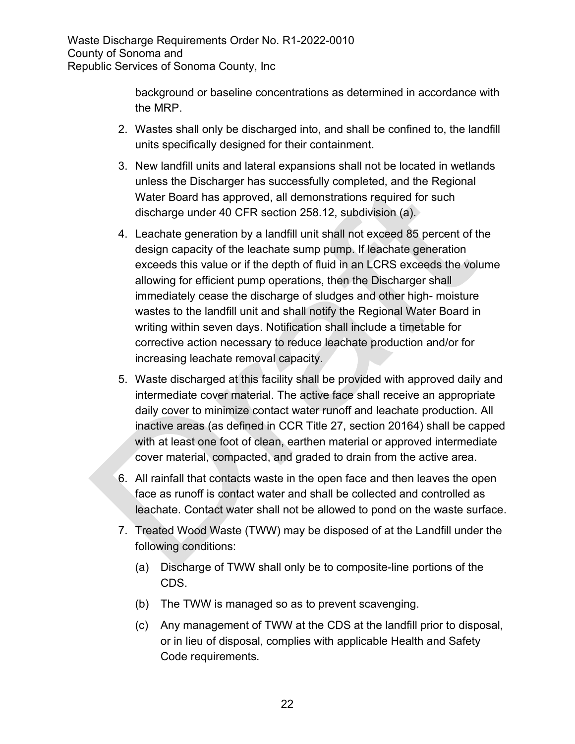background or baseline concentrations as determined in accordance with the MRP.

2. Wastes shall only be discharged into, and shall be confined to, the landfill units specifically designed for their containment.

3. New landfill units and lateral expansions shall not be located in wetlands unless the Discharger has successfully completed, and the Regional Water Board has approved, all demonstrations required for such discharge under 40 CFR section 258.12, subdivision (a).

4. Leachate generation by a landfill unit shall not exceed 85 percent of the design capacity of the leachate sump pump. If leachate generation exceeds this value or if the depth of fluid in an LCRS exceeds the volume allowing for efficient pump operations, then the Discharger shall immediately cease the discharge of sludges and other high- moisture wastes to the landfill unit and shall notify the Regional Water Board in writing within seven days. Notification shall include a timetable for corrective action necessary to reduce leachate production and/or for increasing leachate removal capacity.

5. Waste discharged at this facility shall be provided with approved daily and intermediate cover material. The active face shall receive an appropriate daily cover to minimize contact water runoff and leachate production. All inactive areas (as defined in CCR Title 27, section 20164) shall be capped with at least one foot of clean, earthen material or approved intermediate cover material, compacted, and graded to drain from the active area.

6. All rainfall that contacts waste in the open face and then leaves the open face as runoff is contact water and shall be collected and controlled as leachate. Contact water shall not be allowed to pond on the waste surface.

7. Treated Wood Waste (TWW) may be disposed of at the Landfill under the following conditions:

   (a) Discharge of TWW shall only be to composite-line portions of the CDS.

   (b) The TWW is managed so as to prevent scavenging.

   (c) Any management of TWW at the CDS at the landfill prior to disposal, or in lieu of disposal, complies with applicable Health and Safety Code requirements.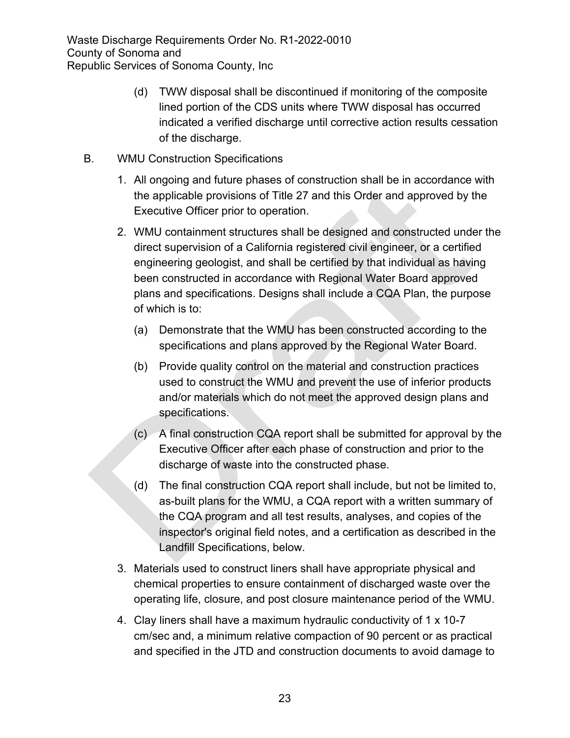(d) TWW disposal shall be discontinued if monitoring of the composite lined portion of the CDS units where TWW disposal has occurred indicated a verified discharge until corrective action results cessation of the discharge.

B. WMU Construction Specifications

1. All ongoing and future phases of construction shall be in accordance with the applicable provisions of Title 27 and this Order and approved by the Executive Officer prior to operation.

2. WMU containment structures shall be designed and constructed under the direct supervision of a California registered civil engineer, or a certified engineering geologist, and shall be certified by that individual as having been constructed in accordance with Regional Water Board approved plans and specifications. Designs shall include a CQA Plan, the purpose of which is to:

   (a) Demonstrate that the WMU has been constructed according to the specifications and plans approved by the Regional Water Board.

   (b) Provide quality control on the material and construction practices used to construct the WMU and prevent the use of inferior products and/or materials which do not meet the approved design plans and specifications.

   (c) A final construction CQA report shall be submitted for approval by the Executive Officer after each phase of construction and prior to the discharge of waste into the constructed phase.

   (d) The final construction CQA report shall include, but not be limited to, as-built plans for the WMU, a CQA report with a written summary of the CQA program and all test results, analyses, and copies of the inspector's original field notes, and a certification as described in the Landfill Specifications, below.

3. Materials used to construct liners shall have appropriate physical and chemical properties to ensure containment of discharged waste over the operating life, closure, and post closure maintenance period of the WMU.

4. Clay liners shall have a maximum hydraulic conductivity of $1 \times 10^{-7}$ cm/sec and, a minimum relative compaction of 90 percent or as practical and specified in the JTD and construction documents to avoid damage to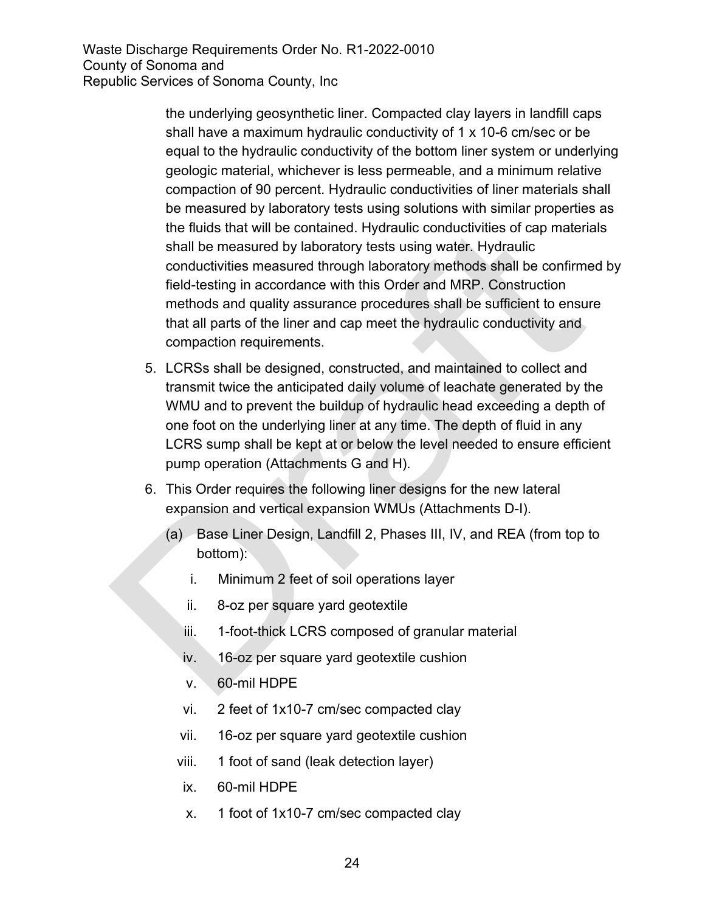the underlying geosynthetic liner. Compacted clay layers in landfill caps shall have a maximum hydraulic conductivity of 1 x 10-6 cm/sec or be equal to the hydraulic conductivity of the bottom liner system or underlying geologic material, whichever is less permeable, and a minimum relative compaction of 90 percent. Hydraulic conductivities of liner materials shall be measured by laboratory tests using solutions with similar properties as the fluids that will be contained. Hydraulic conductivities of cap materials shall be measured by laboratory tests using water. Hydraulic conductivities measured through laboratory methods shall be confirmed by field-testing in accordance with this Order and MRP. Construction methods and quality assurance procedures shall be sufficient to ensure that all parts of the liner and cap meet the hydraulic conductivity and compaction requirements.

5. LCRSs shall be designed, constructed, and maintained to collect and transmit twice the anticipated daily volume of leachate generated by the WMU and to prevent the buildup of hydraulic head exceeding a depth of one foot on the underlying liner at any time. The depth of fluid in any LCRS sump shall be kept at or below the level needed to ensure efficient pump operation (Attachments G and H).

6. This Order requires the following liner designs for the new lateral expansion and vertical expansion WMUs (Attachments D-I).

   (a) Base Liner Design, Landfill 2, Phases III, IV, and REA (from top to bottom):

      i. Minimum 2 feet of soil operations layer
      ii. 8-oz per square yard geotextile
      iii. 1-foot-thick LCRS composed of granular material
      iv. 16-oz per square yard geotextile cushion
      v. 60-mil HDPE
      vi. 2 feet of 1x10-7 cm/sec compacted clay
      vii. 16-oz per square yard geotextile cushion
      viii. 1 foot of sand (leak detection layer)
      ix. 60-mil HDPE
      x. 1 foot of 1x10-7 cm/sec compacted clay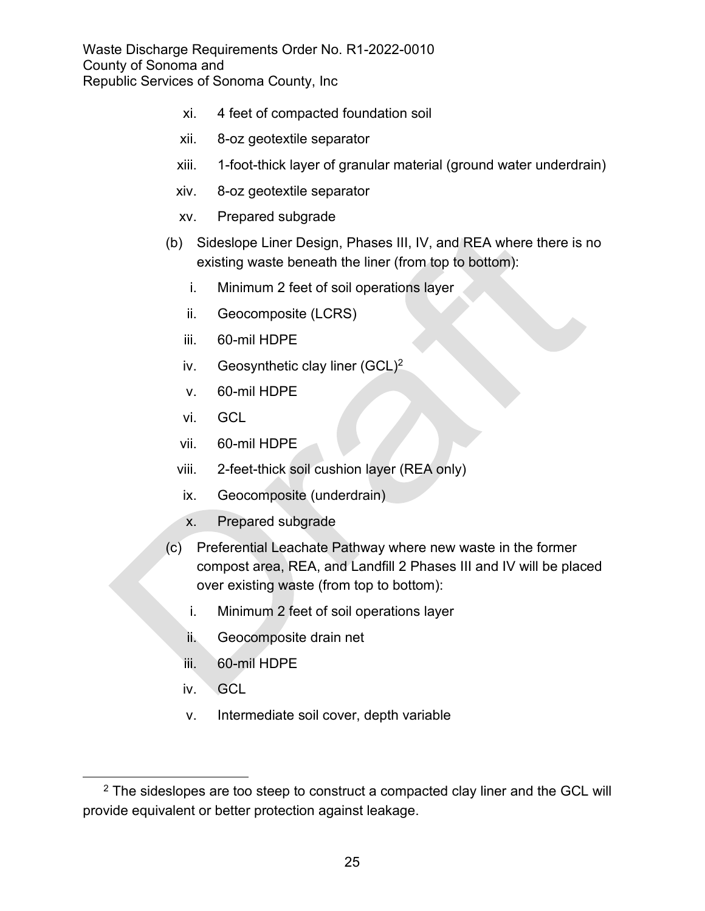xi. 4 feet of compacted foundation soil

xii. 8-oz geotextile separator

xiii. 1-foot-thick layer of granular material (ground water underdrain)

xiv. 8-oz geotextile separator

xv. Prepared subgrade

(b) Sideslope Liner Design, Phases III, IV, and REA where there is no existing waste beneath the liner (from top to bottom):

i. Minimum 2 feet of soil operations layer

ii. Geocomposite (LCRS)

iii. 60-mil HDPE

iv. Geosynthetic clay liner (GCL)[2]

v. 60-mil HDPE

vi. GCL

vii. 60-mil HDPE

viii. 2-feet-thick soil cushion layer (REA only)

ix. Geocomposite (underdrain)

x. Prepared subgrade

(c) Preferential Leachate Pathway where new waste in the former compost area, REA, and Landfill 2 Phases III and IV will be placed over existing waste (from top to bottom):

i. Minimum 2 feet of soil operations layer

ii. Geocomposite drain net

iii. 60-mil HDPE

iv. GCL

v. Intermediate soil cover, depth variable

---

[2] The sideslopes are too steep to construct a compacted clay liner and the GCL will provide equivalent or better protection against leakage.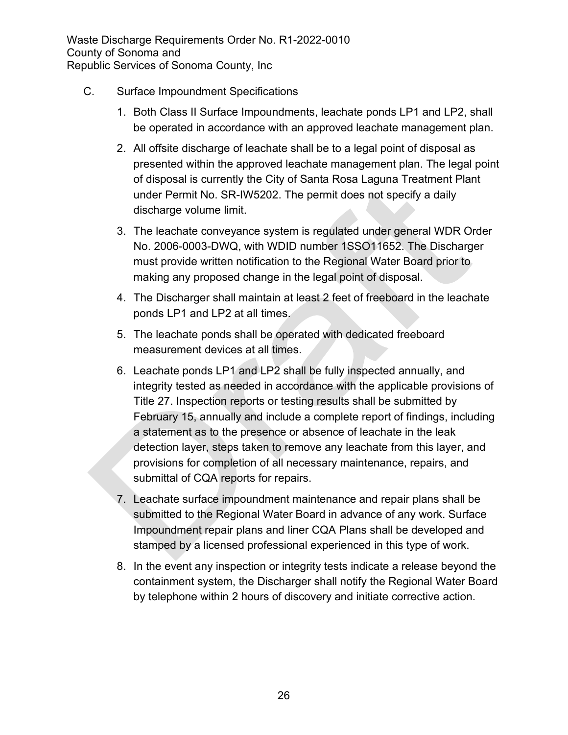C. Surface Impoundment Specifications

1. Both Class II Surface Impoundments, leachate ponds LP1 and LP2, shall be operated in accordance with an approved leachate management plan.
2. All offsite discharge of leachate shall be to a legal point of disposal as presented within the approved leachate management plan. The legal point of disposal is currently the City of Santa Rosa Laguna Treatment Plant under Permit No. SR-IW5202. The permit does not specify a daily discharge volume limit.
3. The leachate conveyance system is regulated under general WDR Order No. 2006-0003-DWQ, with WDID number 1SSO11652. The Discharger must provide written notification to the Regional Water Board prior to making any proposed change in the legal point of disposal.
4. The Discharger shall maintain at least 2 feet of freeboard in the leachate ponds LP1 and LP2 at all times.
5. The leachate ponds shall be operated with dedicated freeboard measurement devices at all times.
6. Leachate ponds LP1 and LP2 shall be fully inspected annually, and integrity tested as needed in accordance with the applicable provisions of Title 27. Inspection reports or testing results shall be submitted by February 15, annually and include a complete report of findings, including a statement as to the presence or absence of leachate in the leak detection layer, steps taken to remove any leachate from this layer, and provisions for completion of all necessary maintenance, repairs, and submittal of CQA reports for repairs.
7. Leachate surface impoundment maintenance and repair plans shall be submitted to the Regional Water Board in advance of any work. Surface Impoundment repair plans and liner CQA Plans shall be developed and stamped by a licensed professional experienced in this type of work.
8. In the event any inspection or integrity tests indicate a release beyond the containment system, the Discharger shall notify the Regional Water Board by telephone within 2 hours of discovery and initiate corrective action.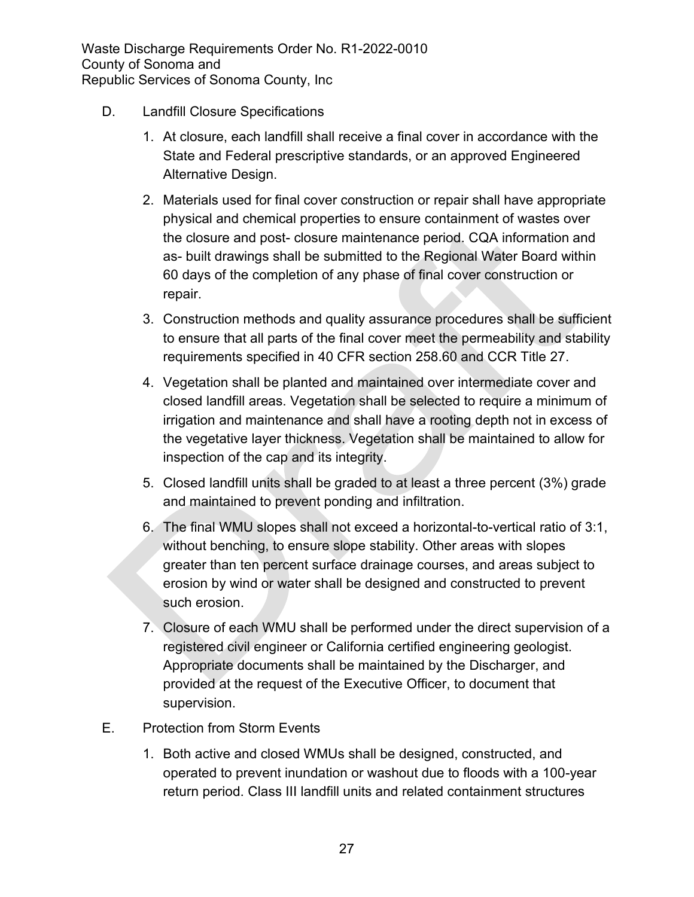D. Landfill Closure Specifications

1. At closure, each landfill shall receive a final cover in accordance with the State and Federal prescriptive standards, or an approved Engineered Alternative Design.
2. Materials used for final cover construction or repair shall have appropriate physical and chemical properties to ensure containment of wastes over the closure and post- closure maintenance period. CQA information and as- built drawings shall be submitted to the Regional Water Board within 60 days of the completion of any phase of final cover construction or repair.
3. Construction methods and quality assurance procedures shall be sufficient to ensure that all parts of the final cover meet the permeability and stability requirements specified in 40 CFR section 258.60 and CCR Title 27.
4. Vegetation shall be planted and maintained over intermediate cover and closed landfill areas. Vegetation shall be selected to require a minimum of irrigation and maintenance and shall have a rooting depth not in excess of the vegetative layer thickness. Vegetation shall be maintained to allow for inspection of the cap and its integrity.
5. Closed landfill units shall be graded to at least a three percent (3%) grade and maintained to prevent ponding and infiltration.
6. The final WMU slopes shall not exceed a horizontal-to-vertical ratio of 3:1, without benching, to ensure slope stability. Other areas with slopes greater than ten percent surface drainage courses, and areas subject to erosion by wind or water shall be designed and constructed to prevent such erosion.
7. Closure of each WMU shall be performed under the direct supervision of a registered civil engineer or California certified engineering geologist. Appropriate documents shall be maintained by the Discharger, and provided at the request of the Executive Officer, to document that supervision.

E. Protection from Storm Events

1. Both active and closed WMUs shall be designed, constructed, and operated to prevent inundation or washout due to floods with a 100-year return period. Class III landfill units and related containment structures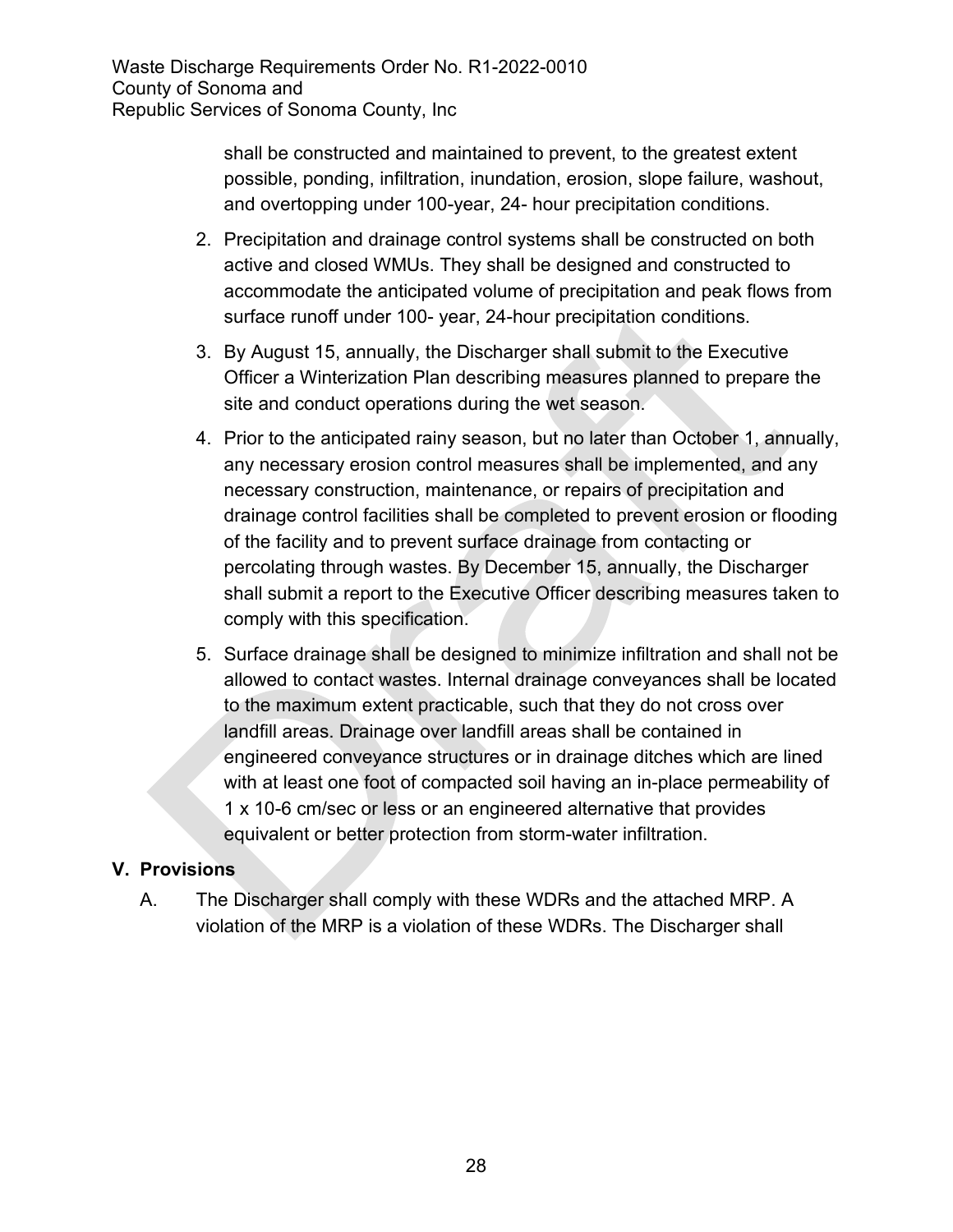shall be constructed and maintained to prevent, to the greatest extent possible, ponding, infiltration, inundation, erosion, slope failure, washout, and overtopping under 100-year, 24- hour precipitation conditions.

2. Precipitation and drainage control systems shall be constructed on both active and closed WMUs. They shall be designed and constructed to accommodate the anticipated volume of precipitation and peak flows from surface runoff under 100- year, 24-hour precipitation conditions.

3. By August 15, annually, the Discharger shall submit to the Executive Officer a Winterization Plan describing measures planned to prepare the site and conduct operations during the wet season.

4. Prior to the anticipated rainy season, but no later than October 1, annually, any necessary erosion control measures shall be implemented, and any necessary construction, maintenance, or repairs of precipitation and drainage control facilities shall be completed to prevent erosion or flooding of the facility and to prevent surface drainage from contacting or percolating through wastes. By December 15, annually, the Discharger shall submit a report to the Executive Officer describing measures taken to comply with this specification.

5. Surface drainage shall be designed to minimize infiltration and shall not be allowed to contact wastes. Internal drainage conveyances shall be located to the maximum extent practicable, such that they do not cross over landfill areas. Drainage over landfill areas shall be contained in engineered conveyance structures or in drainage ditches which are lined with at least one foot of compacted soil having an in-place permeability of $1 \times 10^{-6}$ cm/sec or less or an engineered alternative that provides equivalent or better protection from storm-water infiltration.

## V. Provisions

A. The Discharger shall comply with these WDRs and the attached MRP. A violation of the MRP is a violation of these WDRs. The Discharger shall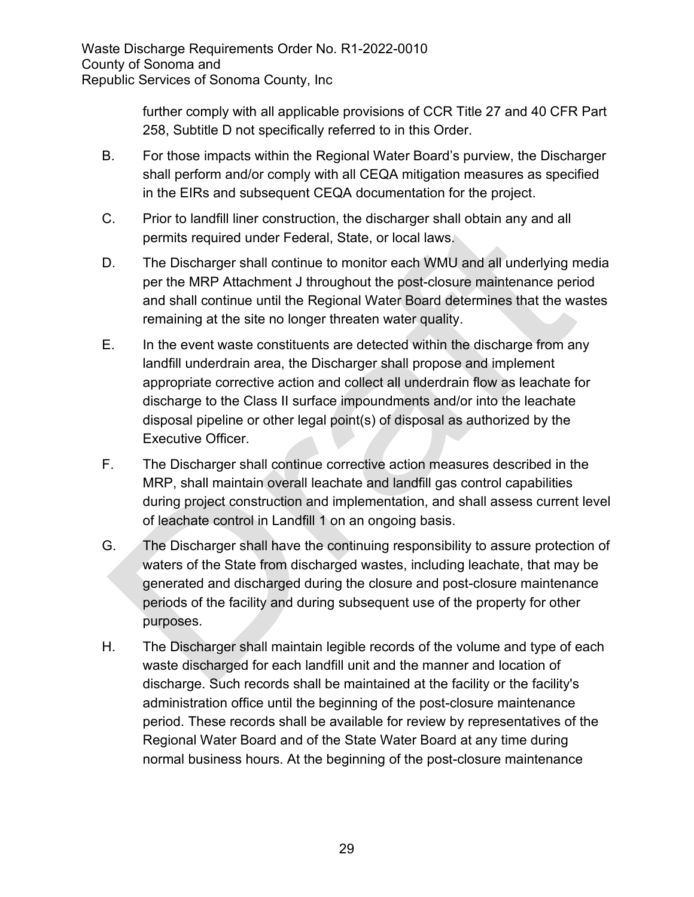further comply with all applicable provisions of CCR Title 27 and 40 CFR Part 258, Subtitle D not specifically referred to in this Order.

B. For those impacts within the Regional Water Board's purview, the Discharger shall perform and/or comply with all CEQA mitigation measures as specified in the EIRs and subsequent CEQA documentation for the project.

C. Prior to landfill liner construction, the discharger shall obtain any and all permits required under Federal, State, or local laws.

D. The Discharger shall continue to monitor each WMU and all underlying media per the MRP Attachment J throughout the post-closure maintenance period and shall continue until the Regional Water Board determines that the wastes remaining at the site no longer threaten water quality.

E. In the event waste constituents are detected within the discharge from any landfill underdrain area, the Discharger shall propose and implement appropriate corrective action and collect all underdrain flow as leachate for discharge to the Class II surface impoundments and/or into the leachate disposal pipeline or other legal point(s) of disposal as authorized by the Executive Officer.

F. The Discharger shall continue corrective action measures described in the MRP, shall maintain overall leachate and landfill gas control capabilities during project construction and implementation, and shall assess current level of leachate control in Landfill 1 on an ongoing basis.

G. The Discharger shall have the continuing responsibility to assure protection of waters of the State from discharged wastes, including leachate, that may be generated and discharged during the closure and post-closure maintenance periods of the facility and during subsequent use of the property for other purposes.

H. The Discharger shall maintain legible records of the volume and type of each waste discharged for each landfill unit and the manner and location of discharge. Such records shall be maintained at the facility or the facility's administration office until the beginning of the post-closure maintenance period. These records shall be available for review by representatives of the Regional Water Board and of the State Water Board at any time during normal business hours. At the beginning of the post-closure maintenance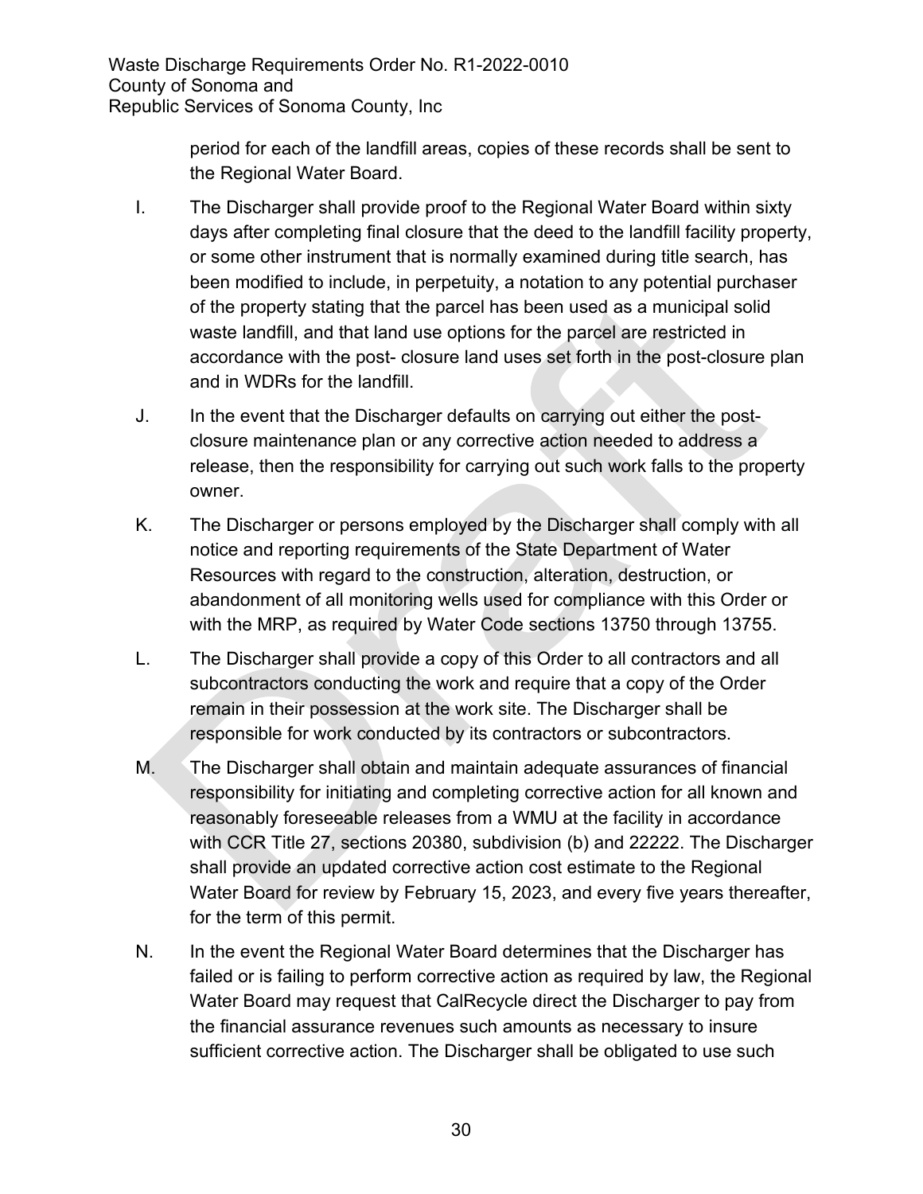period for each of the landfill areas, copies of these records shall be sent to the Regional Water Board.

I. The Discharger shall provide proof to the Regional Water Board within sixty days after completing final closure that the deed to the landfill facility property, or some other instrument that is normally examined during title search, has been modified to include, in perpetuity, a notation to any potential purchaser of the property stating that the parcel has been used as a municipal solid waste landfill, and that land use options for the parcel are restricted in accordance with the post- closure land uses set forth in the post-closure plan and in WDRs for the landfill.

J. In the event that the Discharger defaults on carrying out either the post-closure maintenance plan or any corrective action needed to address a release, then the responsibility for carrying out such work falls to the property owner.

K. The Discharger or persons employed by the Discharger shall comply with all notice and reporting requirements of the State Department of Water Resources with regard to the construction, alteration, destruction, or abandonment of all monitoring wells used for compliance with this Order or with the MRP, as required by Water Code sections 13750 through 13755.

L. The Discharger shall provide a copy of this Order to all contractors and all subcontractors conducting the work and require that a copy of the Order remain in their possession at the work site. The Discharger shall be responsible for work conducted by its contractors or subcontractors.

M. The Discharger shall obtain and maintain adequate assurances of financial responsibility for initiating and completing corrective action for all known and reasonably foreseeable releases from a WMU at the facility in accordance with CCR Title 27, sections 20380, subdivision (b) and 22222. The Discharger shall provide an updated corrective action cost estimate to the Regional Water Board for review by February 15, 2023, and every five years thereafter, for the term of this permit.

N. In the event the Regional Water Board determines that the Discharger has failed or is failing to perform corrective action as required by law, the Regional Water Board may request that CalRecycle direct the Discharger to pay from the financial assurance revenues such amounts as necessary to insure sufficient corrective action. The Discharger shall be obligated to use such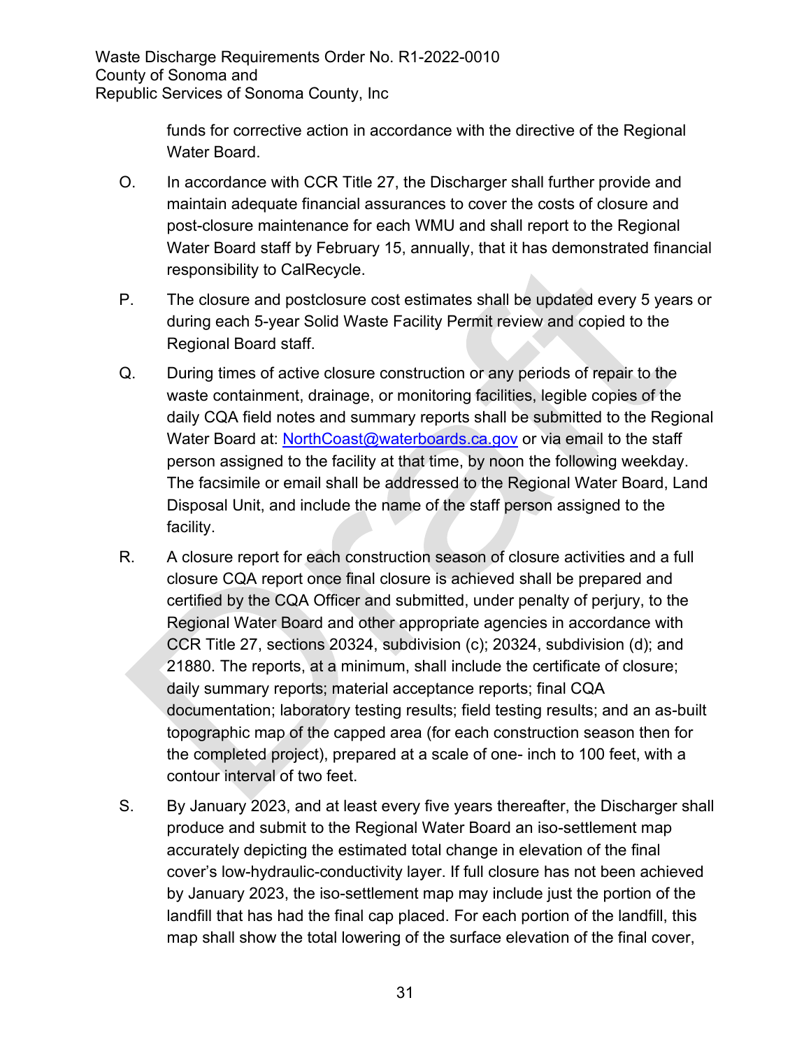funds for corrective action in accordance with the directive of the Regional Water Board.

O. In accordance with CCR Title 27, the Discharger shall further provide and maintain adequate financial assurances to cover the costs of closure and post-closure maintenance for each WMU and shall report to the Regional Water Board staff by February 15, annually, that it has demonstrated financial responsibility to CalRecycle.

P. The closure and postclosure cost estimates shall be updated every 5 years or during each 5-year Solid Waste Facility Permit review and copied to the Regional Board staff.

Q. During times of active closure construction or any periods of repair to the waste containment, drainage, or monitoring facilities, legible copies of the daily CQA field notes and summary reports shall be submitted to the Regional Water Board at: [NorthCoast@waterboards.ca.gov](mailto:NorthCoast@waterboards.ca.gov) or via email to the staff person assigned to the facility at that time, by noon the following weekday. The facsimile or email shall be addressed to the Regional Water Board, Land Disposal Unit, and include the name of the staff person assigned to the facility.

R. A closure report for each construction season of closure activities and a full closure CQA report once final closure is achieved shall be prepared and certified by the CQA Officer and submitted, under penalty of perjury, to the Regional Water Board and other appropriate agencies in accordance with CCR Title 27, sections 20324, subdivision (c); 20324, subdivision (d); and 21880. The reports, at a minimum, shall include the certificate of closure; daily summary reports; material acceptance reports; final CQA documentation; laboratory testing results; field testing results; and an as-built topographic map of the capped area (for each construction season then for the completed project), prepared at a scale of one- inch to 100 feet, with a contour interval of two feet.

S. By January 2023, and at least every five years thereafter, the Discharger shall produce and submit to the Regional Water Board an iso-settlement map accurately depicting the estimated total change in elevation of the final cover's low-hydraulic-conductivity layer. If full closure has not been achieved by January 2023, the iso-settlement map may include just the portion of the landfill that has had the final cap placed. For each portion of the landfill, this map shall show the total lowering of the surface elevation of the final cover,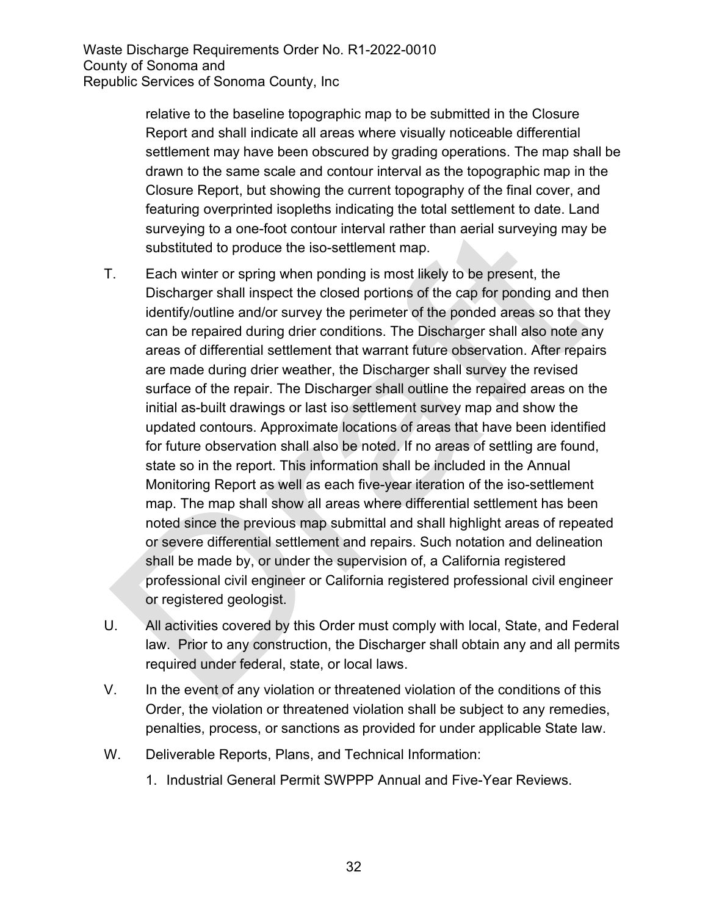relative to the baseline topographic map to be submitted in the Closure Report and shall indicate all areas where visually noticeable differential settlement may have been obscured by grading operations. The map shall be drawn to the same scale and contour interval as the topographic map in the Closure Report, but showing the current topography of the final cover, and featuring overprinted isopleths indicating the total settlement to date. Land surveying to a one-foot contour interval rather than aerial surveying may be substituted to produce the iso-settlement map.

T. Each winter or spring when ponding is most likely to be present, the Discharger shall inspect the closed portions of the cap for ponding and then identify/outline and/or survey the perimeter of the ponded areas so that they can be repaired during drier conditions. The Discharger shall also note any areas of differential settlement that warrant future observation. After repairs are made during drier weather, the Discharger shall survey the revised surface of the repair. The Discharger shall outline the repaired areas on the initial as-built drawings or last iso settlement survey map and show the updated contours. Approximate locations of areas that have been identified for future observation shall also be noted. If no areas of settling are found, state so in the report. This information shall be included in the Annual Monitoring Report as well as each five-year iteration of the iso-settlement map. The map shall show all areas where differential settlement has been noted since the previous map submittal and shall highlight areas of repeated or severe differential settlement and repairs. Such notation and delineation shall be made by, or under the supervision of, a California registered professional civil engineer or California registered professional civil engineer or registered geologist.

U. All activities covered by this Order must comply with local, State, and Federal law. Prior to any construction, the Discharger shall obtain any and all permits required under federal, state, or local laws.

V. In the event of any violation or threatened violation of the conditions of this Order, the violation or threatened violation shall be subject to any remedies, penalties, process, or sanctions as provided for under applicable State law.

W. Deliverable Reports, Plans, and Technical Information:

1. Industrial General Permit SWPPP Annual and Five-Year Reviews.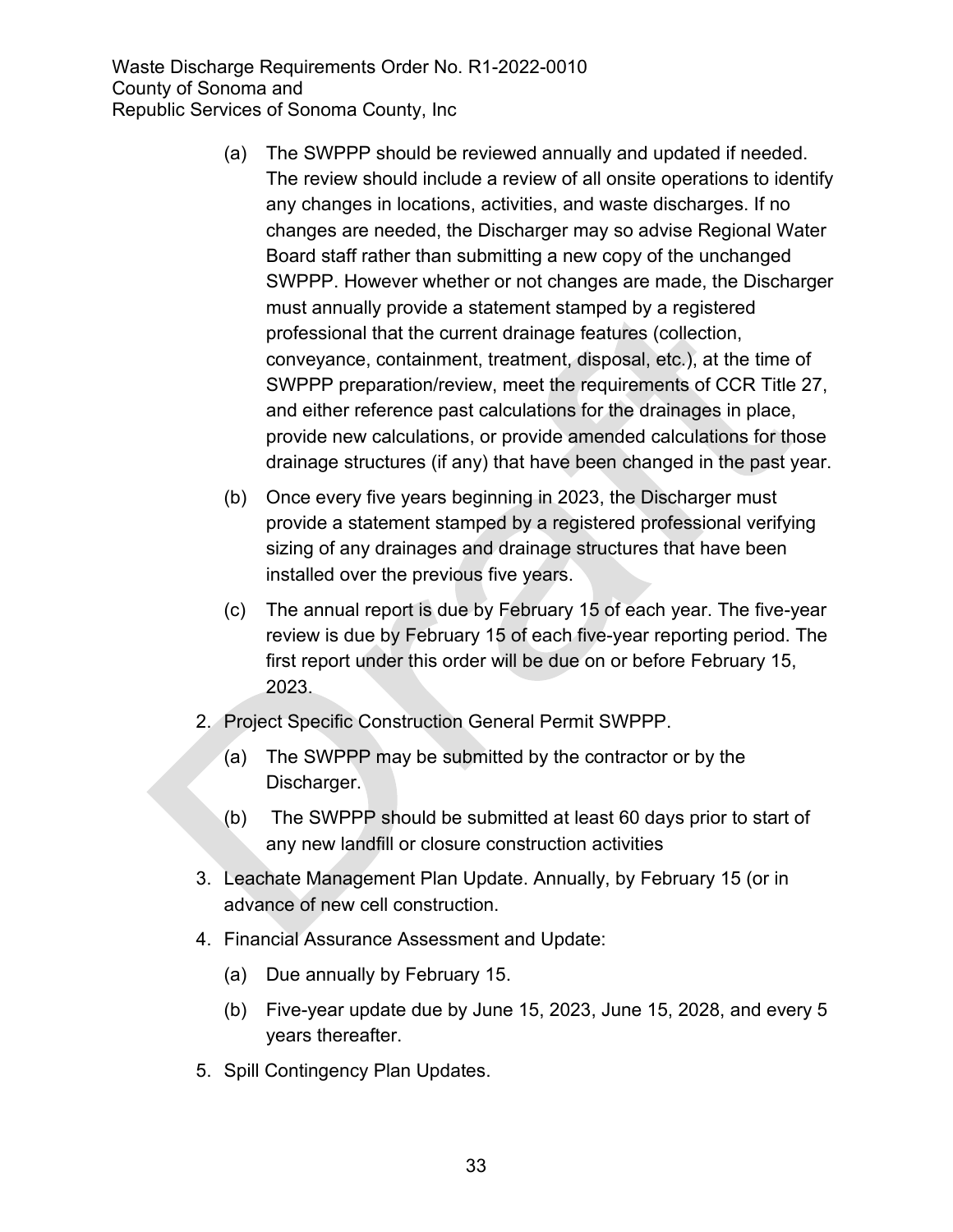(a) The SWPPP should be reviewed annually and updated if needed. The review should include a review of all onsite operations to identify any changes in locations, activities, and waste discharges. If no changes are needed, the Discharger may so advise Regional Water Board staff rather than submitting a new copy of the unchanged SWPPP. However whether or not changes are made, the Discharger must annually provide a statement stamped by a registered professional that the current drainage features (collection, conveyance, containment, treatment, disposal, etc.), at the time of SWPPP preparation/review, meet the requirements of CCR Title 27, and either reference past calculations for the drainages in place, provide new calculations, or provide amended calculations for those drainage structures (if any) that have been changed in the past year.

(b) Once every five years beginning in 2023, the Discharger must provide a statement stamped by a registered professional verifying sizing of any drainages and drainage structures that have been installed over the previous five years.

(c) The annual report is due by February 15 of each year. The five-year review is due by February 15 of each five-year reporting period. The first report under this order will be due on or before February 15, 2023.

2. Project Specific Construction General Permit SWPPP.

   (a) The SWPPP may be submitted by the contractor or by the Discharger.

   (b) The SWPPP should be submitted at least 60 days prior to start of any new landfill or closure construction activities

3. Leachate Management Plan Update. Annually, by February 15 (or in advance of new cell construction.

4. Financial Assurance Assessment and Update:

   (a) Due annually by February 15.

   (b) Five-year update due by June 15, 2023, June 15, 2028, and every 5 years thereafter.

5. Spill Contingency Plan Updates.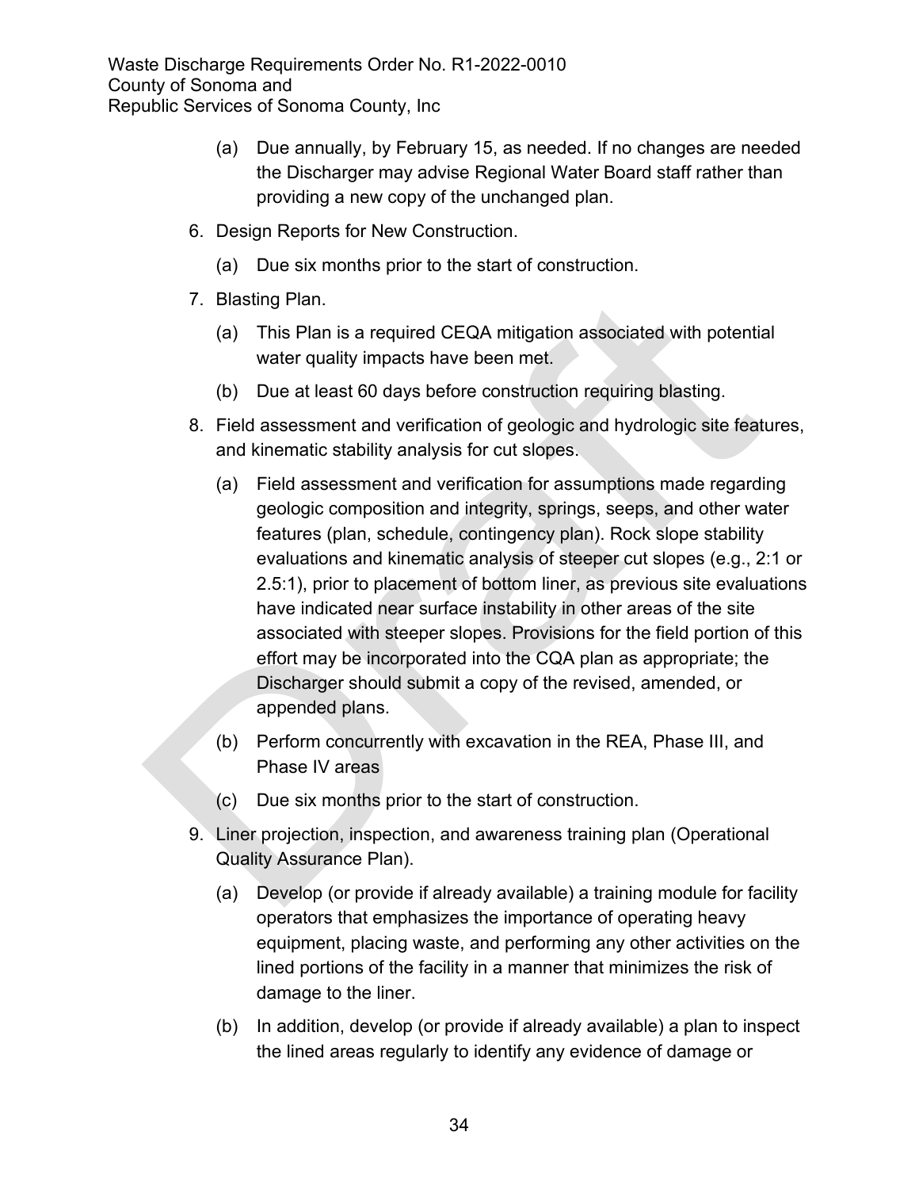(a) Due annually, by February 15, as needed. If no changes are needed the Discharger may advise Regional Water Board staff rather than providing a new copy of the unchanged plan.

6. Design Reports for New Construction.

   (a) Due six months prior to the start of construction.

7. Blasting Plan.

   (a) This Plan is a required CEQA mitigation associated with potential water quality impacts have been met.

   (b) Due at least 60 days before construction requiring blasting.

8. Field assessment and verification of geologic and hydrologic site features, and kinematic stability analysis for cut slopes.

   (a) Field assessment and verification for assumptions made regarding geologic composition and integrity, springs, seeps, and other water features (plan, schedule, contingency plan). Rock slope stability evaluations and kinematic analysis of steeper cut slopes (e.g., 2:1 or 2.5:1), prior to placement of bottom liner, as previous site evaluations have indicated near surface instability in other areas of the site associated with steeper slopes. Provisions for the field portion of this effort may be incorporated into the CQA plan as appropriate; the Discharger should submit a copy of the revised, amended, or appended plans.

   (b) Perform concurrently with excavation in the REA, Phase III, and Phase IV areas

   (c) Due six months prior to the start of construction.

9. Liner projection, inspection, and awareness training plan (Operational Quality Assurance Plan).

   (a) Develop (or provide if already available) a training module for facility operators that emphasizes the importance of operating heavy equipment, placing waste, and performing any other activities on the lined portions of the facility in a manner that minimizes the risk of damage to the liner.

   (b) In addition, develop (or provide if already available) a plan to inspect the lined areas regularly to identify any evidence of damage or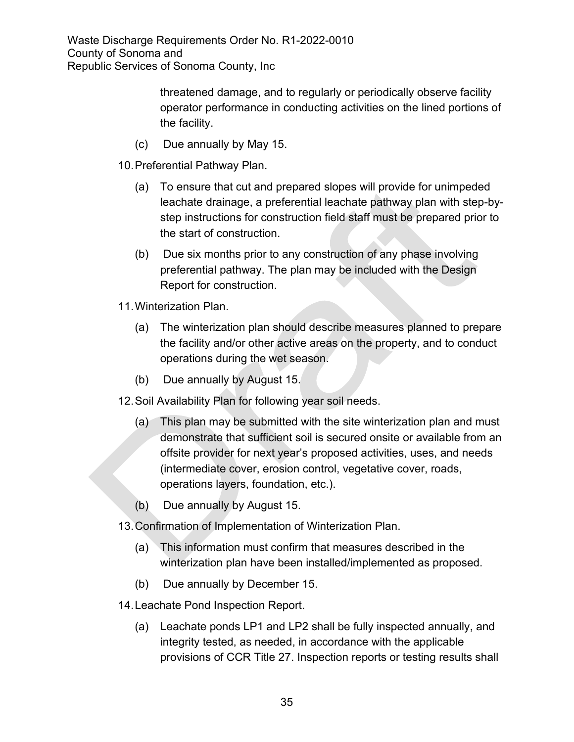threatened damage, and to regularly or periodically observe facility operator performance in conducting activities on the lined portions of the facility.

(c) Due annually by May 15.

10. Preferential Pathway Plan.

    (a) To ensure that cut and prepared slopes will provide for unimpeded leachate drainage, a preferential leachate pathway plan with step-by-step instructions for construction field staff must be prepared prior to the start of construction.

    (b) Due six months prior to any construction of any phase involving preferential pathway. The plan may be included with the Design Report for construction.

11. Winterization Plan.

    (a) The winterization plan should describe measures planned to prepare the facility and/or other active areas on the property, and to conduct operations during the wet season.

    (b) Due annually by August 15.

12. Soil Availability Plan for following year soil needs.

    (a) This plan may be submitted with the site winterization plan and must demonstrate that sufficient soil is secured onsite or available from an offsite provider for next year's proposed activities, uses, and needs (intermediate cover, erosion control, vegetative cover, roads, operations layers, foundation, etc.).

    (b) Due annually by August 15.

13. Confirmation of Implementation of Winterization Plan.

    (a) This information must confirm that measures described in the winterization plan have been installed/implemented as proposed.

    (b) Due annually by December 15.

14. Leachate Pond Inspection Report.

    (a) Leachate ponds LP1 and LP2 shall be fully inspected annually, and integrity tested, as needed, in accordance with the applicable provisions of CCR Title 27. Inspection reports or testing results shall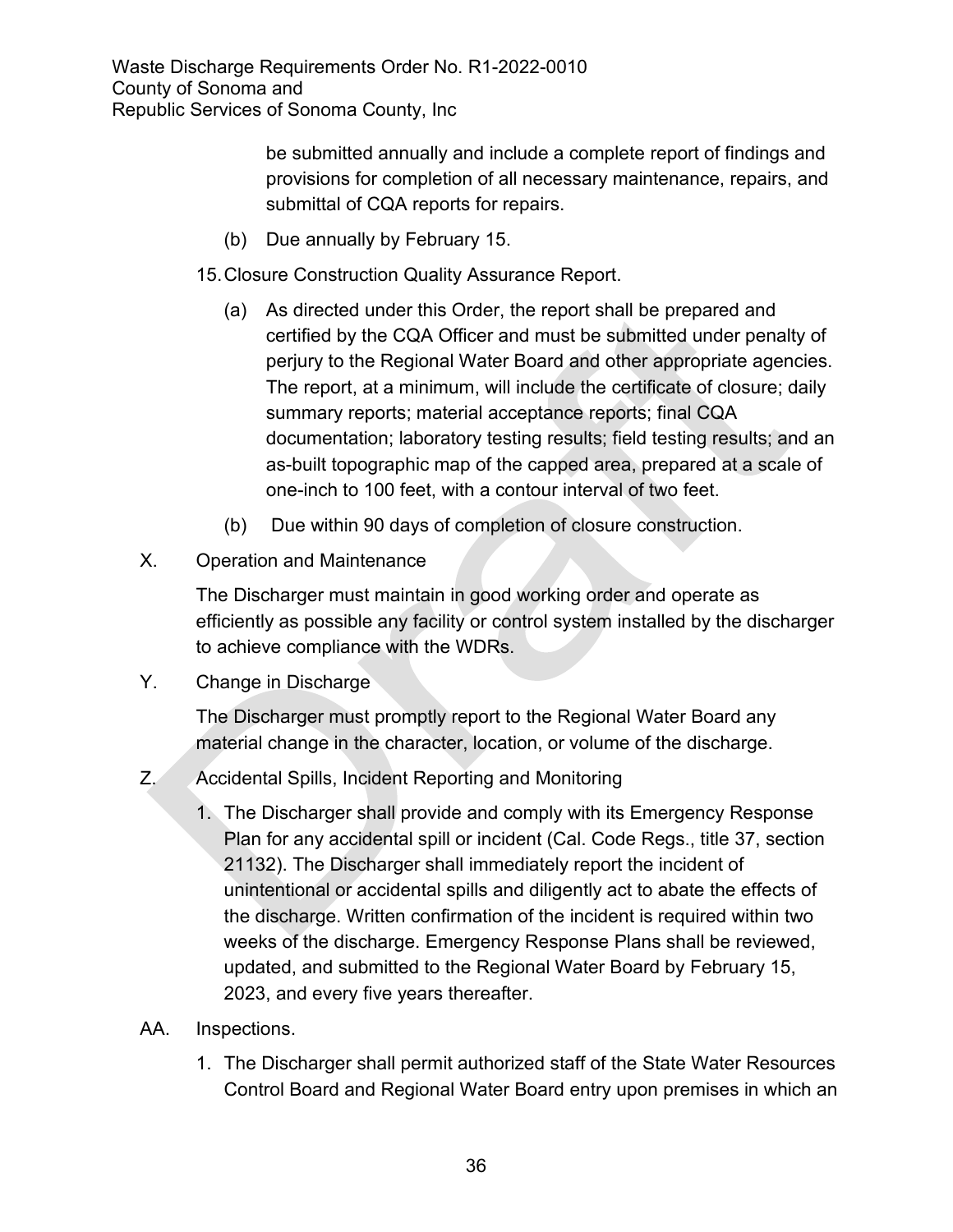be submitted annually and include a complete report of findings and provisions for completion of all necessary maintenance, repairs, and submittal of CQA reports for repairs.

(b) Due annually by February 15.

15. Closure Construction Quality Assurance Report.

(a) As directed under this Order, the report shall be prepared and certified by the CQA Officer and must be submitted under penalty of perjury to the Regional Water Board and other appropriate agencies. The report, at a minimum, will include the certificate of closure; daily summary reports; material acceptance reports; final CQA documentation; laboratory testing results; field testing results; and an as-built topographic map of the capped area, prepared at a scale of one-inch to 100 feet, with a contour interval of two feet.

(b) Due within 90 days of completion of closure construction.

X. Operation and Maintenance

The Discharger must maintain in good working order and operate as efficiently as possible any facility or control system installed by the discharger to achieve compliance with the WDRs.

Y. Change in Discharge

The Discharger must promptly report to the Regional Water Board any material change in the character, location, or volume of the discharge.

Z. Accidental Spills, Incident Reporting and Monitoring

1. The Discharger shall provide and comply with its Emergency Response Plan for any accidental spill or incident (Cal. Code Regs., title 37, section 21132). The Discharger shall immediately report the incident of unintentional or accidental spills and diligently act to abate the effects of the discharge. Written confirmation of the incident is required within two weeks of the discharge. Emergency Response Plans shall be reviewed, updated, and submitted to the Regional Water Board by February 15, 2023, and every five years thereafter.

AA. Inspections.

1. The Discharger shall permit authorized staff of the State Water Resources Control Board and Regional Water Board entry upon premises in which an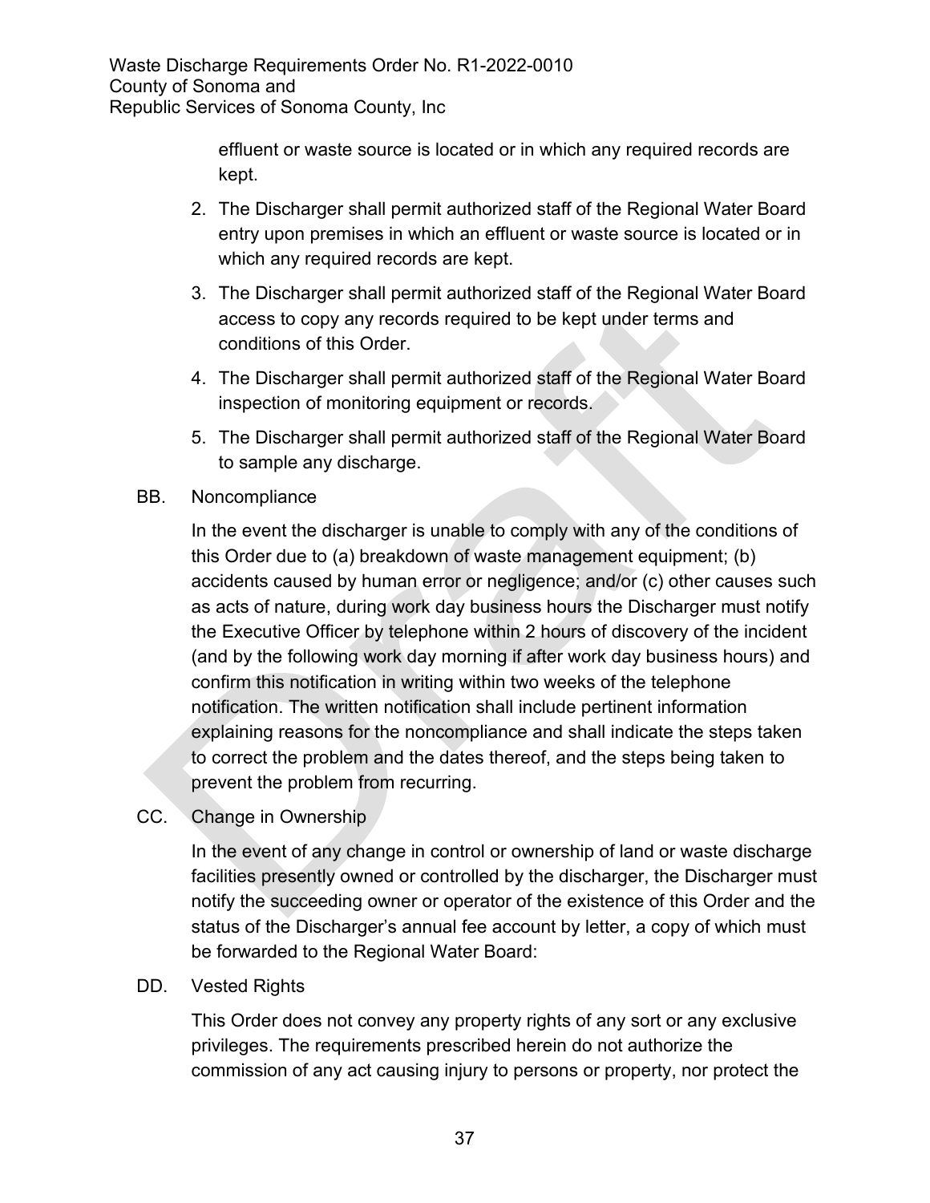effluent or waste source is located or in which any required records are kept.

2. The Discharger shall permit authorized staff of the Regional Water Board entry upon premises in which an effluent or waste source is located or in which any required records are kept.
3. The Discharger shall permit authorized staff of the Regional Water Board access to copy any records required to be kept under terms and conditions of this Order.
4. The Discharger shall permit authorized staff of the Regional Water Board inspection of monitoring equipment or records.
5. The Discharger shall permit authorized staff of the Regional Water Board to sample any discharge.

BB. Noncompliance

In the event the discharger is unable to comply with any of the conditions of this Order due to (a) breakdown of waste management equipment; (b) accidents caused by human error or negligence; and/or (c) other causes such as acts of nature, during work day business hours the Discharger must notify the Executive Officer by telephone within 2 hours of discovery of the incident (and by the following work day morning if after work day business hours) and confirm this notification in writing within two weeks of the telephone notification. The written notification shall include pertinent information explaining reasons for the noncompliance and shall indicate the steps taken to correct the problem and the dates thereof, and the steps being taken to prevent the problem from recurring.

CC. Change in Ownership

In the event of any change in control or ownership of land or waste discharge facilities presently owned or controlled by the discharger, the Discharger must notify the succeeding owner or operator of the existence of this Order and the status of the Discharger's annual fee account by letter, a copy of which must be forwarded to the Regional Water Board:

DD. Vested Rights

This Order does not convey any property rights of any sort or any exclusive privileges. The requirements prescribed herein do not authorize the commission of any act causing injury to persons or property, nor protect the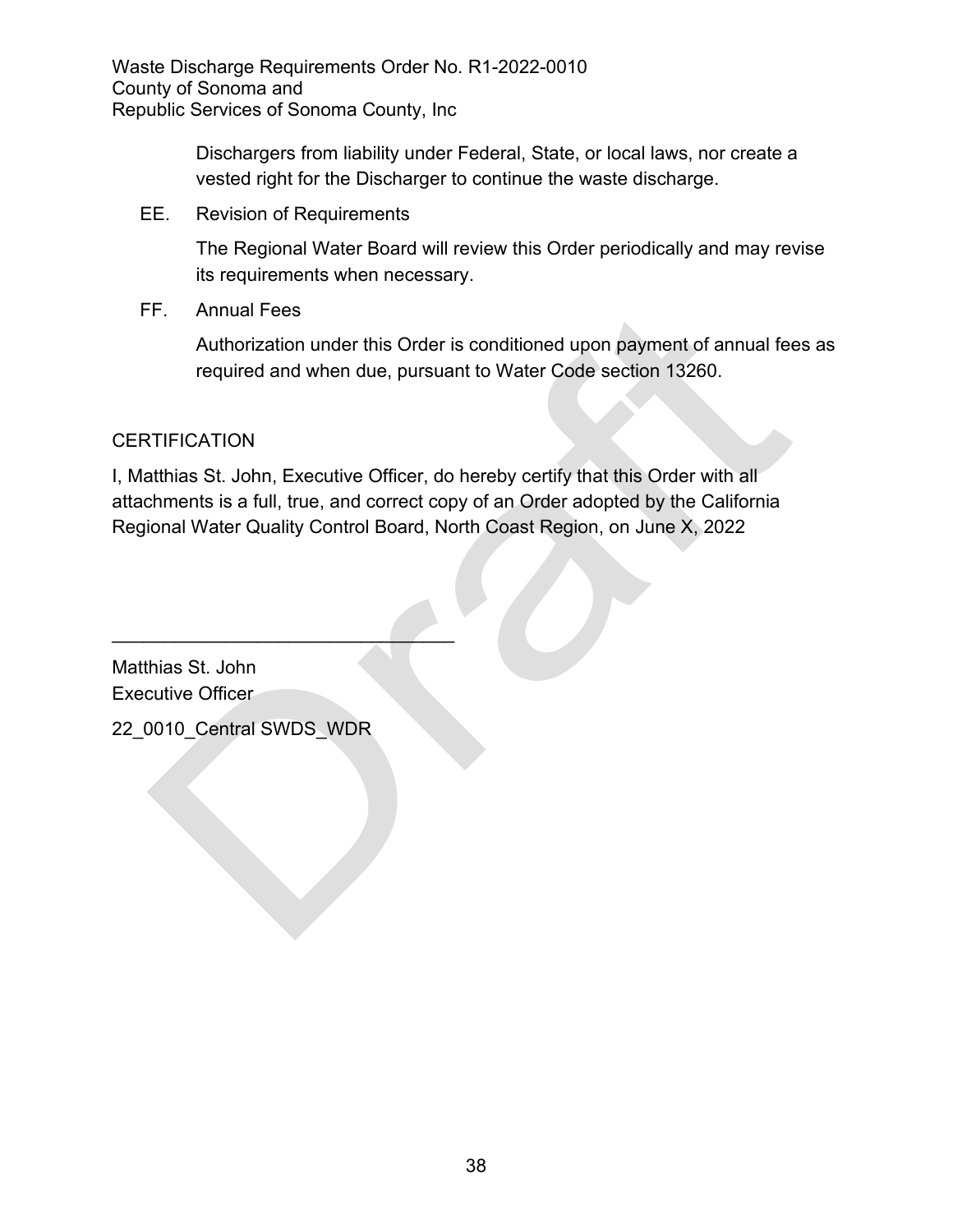Dischargers from liability under Federal, State, or local laws, nor create a vested right for the Discharger to continue the waste discharge.

EE. Revision of Requirements

The Regional Water Board will review this Order periodically and may revise its requirements when necessary.

FF. Annual Fees

Authorization under this Order is conditioned upon payment of annual fees as required and when due, pursuant to Water Code section 13260.

CERTIFICATION

I, Matthias St. John, Executive Officer, do hereby certify that this Order with all attachments is a full, true, and correct copy of an Order adopted by the California Regional Water Quality Control Board, North Coast Region, on June X, 2022

_________________________________

Matthias St. John
Executive Officer

22_0010_Central SWDS_WDR